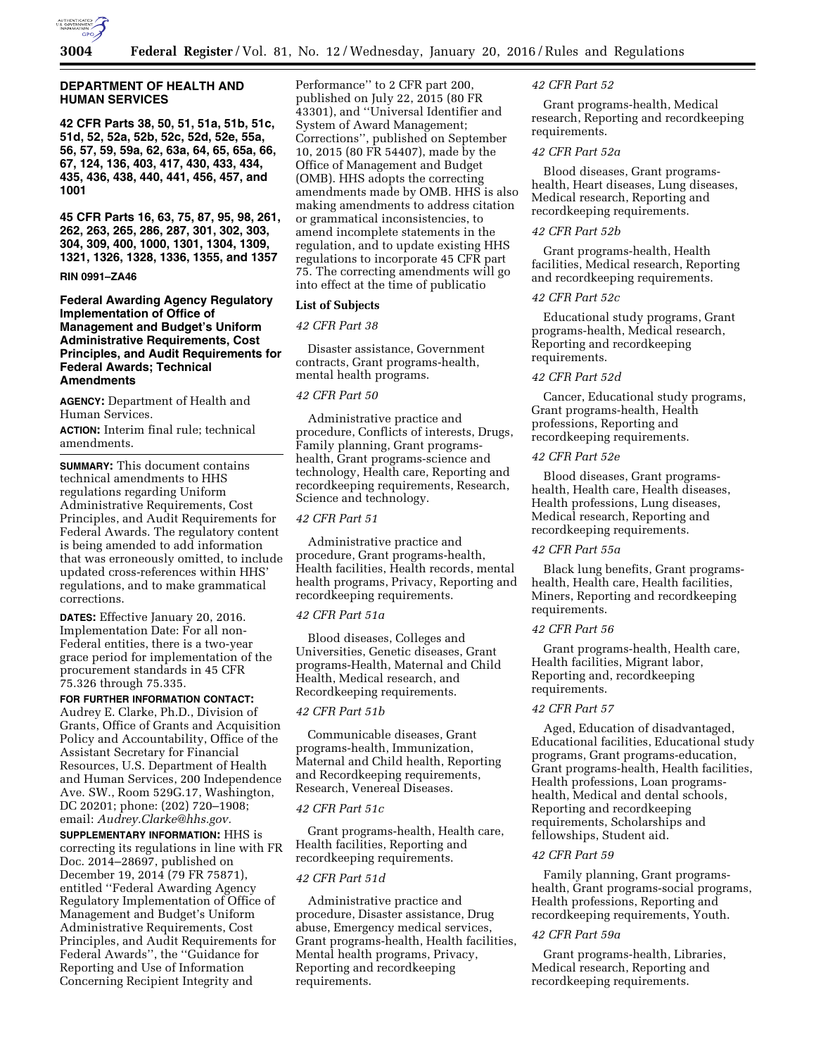**DEPARTMENT OF HEALTH AND HUMAN SERVICES**

**42 CFR Parts 38, 50, 51, 51a, 51b, 51c, 51d, 52, 52a, 52b, 52c, 52d, 52e, 55a, 56, 57, 59, 59a, 62, 63a, 64, 65, 65a, 66, 67, 124, 136, 403, 417, 430, 433, 434, 435, 436, 438, 440, 441, 456, 457, and 1001**

**45 CFR Parts 16, 63, 75, 87, 95, 98, 261, 262, 263, 265, 286, 287, 301, 302, 303, 304, 309, 400, 1000, 1301, 1304, 1309, 1321, 1326, 1328, 1336, 1355, and 1357**

**RIN 0991–ZA46**

## Federal Awarding Agency Regulatory Implementation of Office of Management and Budget's Uniform Administrative Requirements, Cost Principles, and Audit Requirements for Federal Awards; Technical Amendments

**AGENCY:** Department of Health and Human Services.

**ACTION:** Interim final rule; technical amendments.

**SUMMARY:** This document contains technical amendments to HHS regulations regarding Uniform Administrative Requirements, Cost Principles, and Audit Requirements for Federal Awards. The regulatory content is being amended to add information that was erroneously omitted, to include updated cross-references within HHS' regulations, and to make grammatical corrections.

**DATES:** Effective January 20, 2016. Implementation Date: For all non-Federal entities, there is a two-year grace period for implementation of the procurement standards in 45 CFR 75.326 through 75.335.

**FOR FURTHER INFORMATION CONTACT:** Audrey E. Clarke, Ph.D., Division of Grants, Office of Grants and Acquisition Policy and Accountability, Office of the Assistant Secretary for Financial Resources, U.S. Department of Health and Human Services, 200 Independence Ave. SW., Room 529G.17, Washington, DC 20201; phone: (202) 720–1908; email: *Audrey.Clarke@hhs.gov.*

**SUPPLEMENTARY INFORMATION:** HHS is correcting its regulations in line with FR Doc. 2014–28697, published on December 19, 2014 (79 FR 75871), entitled ''Federal Awarding Agency Regulatory Implementation of Office of Management and Budget's Uniform Administrative Requirements, Cost Principles, and Audit Requirements for Federal Awards'', the ''Guidance for Reporting and Use of Information Concerning Recipient Integrity and Performance'' to 2 CFR part 200, published on July 22, 2015 (80 FR 43301), and ''Universal Identifier and System of Award Management; Corrections'', published on September 10, 2015 (80 FR 54407), made by the Office of Management and Budget (OMB). HHS adopts the correcting amendments made by OMB. HHS is also making amendments to address citation or grammatical inconsistencies, to amend incomplete statements in the regulation, and to update existing HHS regulations to incorporate 45 CFR part 75. The correcting amendments will go into effect at the time of publicatio

### List of Subjects

*42 CFR Part 38*

Disaster assistance, Government contracts, Grant programs-health, mental health programs.

*42 CFR Part 50*

Administrative practice and procedure, Conflicts of interests, Drugs, Family planning, Grant programs-health, Grant programs-science and technology, Health care, Reporting and recordkeeping requirements, Research, Science and technology.

*42 CFR Part 51*

Administrative practice and procedure, Grant programs-health, Health facilities, Health records, mental health programs, Privacy, Reporting and recordkeeping requirements.

*42 CFR Part 51a*

Blood diseases, Colleges and Universities, Genetic diseases, Grant programs-Health, Maternal and Child Health, Medical research, and Recordkeeping requirements.

*42 CFR Part 51b*

Communicable diseases, Grant programs-health, Immunization, Maternal and Child health, Reporting and Recordkeeping requirements, Research, Venereal Diseases.

*42 CFR Part 51c*

Grant programs-health, Health care, Health facilities, Reporting and recordkeeping requirements.

*42 CFR Part 51d*

Administrative practice and procedure, Disaster assistance, Drug abuse, Emergency medical services, Grant programs-health, Health facilities, Mental health programs, Privacy, Reporting and recordkeeping requirements.

*42 CFR Part 52*

Grant programs-health, Medical research, Reporting and recordkeeping requirements.

*42 CFR Part 52a*

Blood diseases, Grant programs-health, Heart diseases, Lung diseases, Medical research, Reporting and recordkeeping requirements.

*42 CFR Part 52b*

Grant programs-health, Health facilities, Medical research, Reporting and recordkeeping requirements.

*42 CFR Part 52c*

Educational study programs, Grant programs-health, Medical research, Reporting and recordkeeping requirements.

*42 CFR Part 52d*

Cancer, Educational study programs, Grant programs-health, Health professions, Reporting and recordkeeping requirements.

*42 CFR Part 52e*

Blood diseases, Grant programs-health, Health care, Health diseases, Health professions, Lung diseases, Medical research, Reporting and recordkeeping requirements.

*42 CFR Part 55a*

Black lung benefits, Grant programs-health, Health care, Health facilities, Miners, Reporting and recordkeeping requirements.

*42 CFR Part 56*

Grant programs-health, Health care, Health facilities, Migrant labor, Reporting and, recordkeeping requirements.

*42 CFR Part 57*

Aged, Education of disadvantaged, Educational facilities, Educational study programs, Grant programs-education, Grant programs-health, Health facilities, Health professions, Loan programs-health, Medical and dental schools, Reporting and recordkeeping requirements, Scholarships and fellowships, Student aid.

*42 CFR Part 59*

Family planning, Grant programs-health, Grant programs-social programs, Health professions, Reporting and recordkeeping requirements, Youth.

*42 CFR Part 59a*

Grant programs-health, Libraries, Medical research, Reporting and recordkeeping requirements.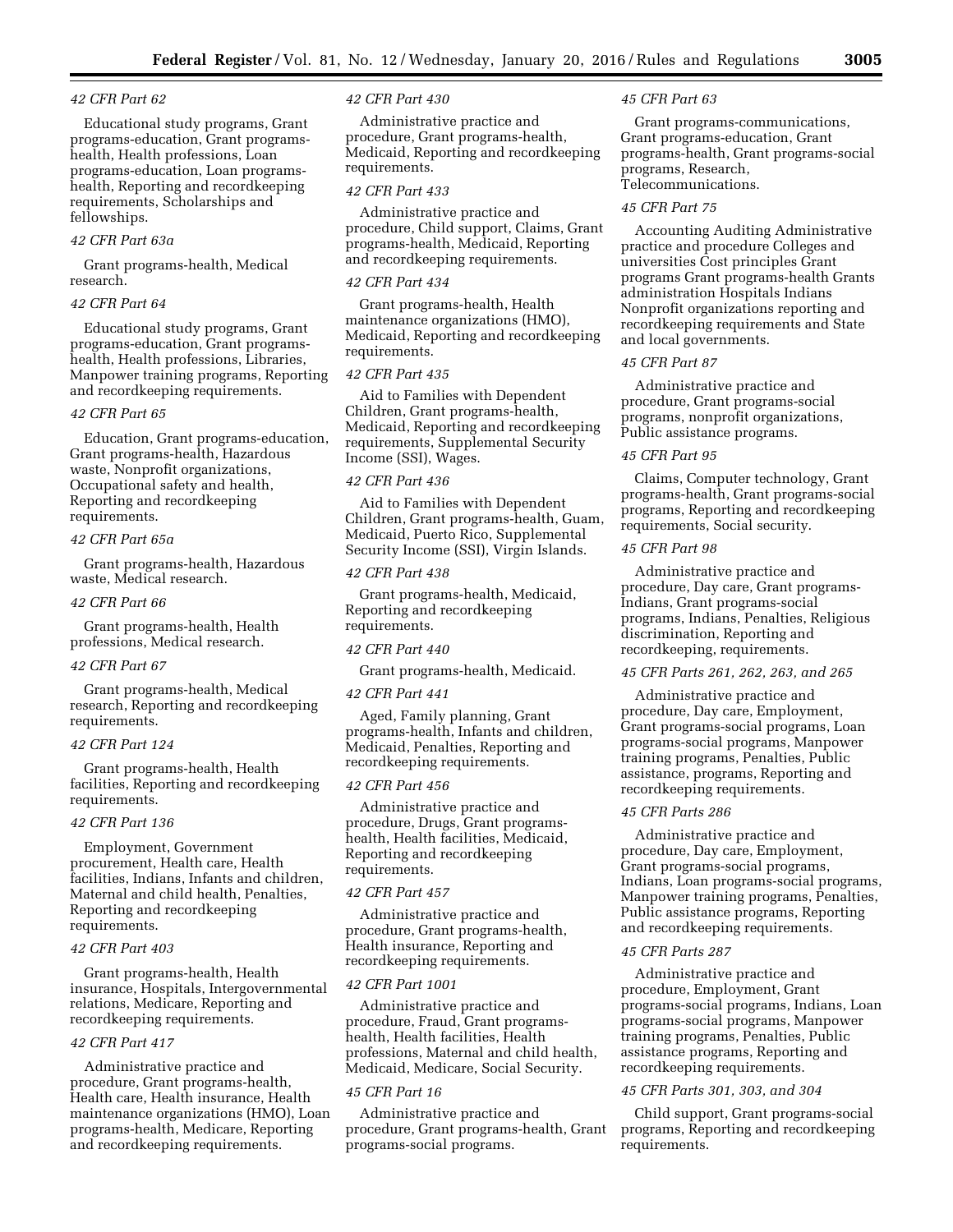*42 CFR Part 62*

Educational study programs, Grant programs-education, Grant programs-health, Health professions, Loan programs-education, Loan programs-health, Reporting and recordkeeping requirements, Scholarships and fellowships.

*42 CFR Part 63a*

Grant programs-health, Medical research.

*42 CFR Part 64*

Educational study programs, Grant programs-education, Grant programs-health, Health professions, Libraries, Manpower training programs, Reporting and recordkeeping requirements.

*42 CFR Part 65*

Education, Grant programs-education, Grant programs-health, Hazardous waste, Nonprofit organizations, Occupational safety and health, Reporting and recordkeeping requirements.

*42 CFR Part 65a*

Grant programs-health, Hazardous waste, Medical research.

*42 CFR Part 66*

Grant programs-health, Health professions, Medical research.

*42 CFR Part 67*

Grant programs-health, Medical research, Reporting and recordkeeping requirements.

*42 CFR Part 124*

Grant programs-health, Health facilities, Reporting and recordkeeping requirements.

*42 CFR Part 136*

Employment, Government procurement, Health care, Health facilities, Indians, Infants and children, Maternal and child health, Penalties, Reporting and recordkeeping requirements.

*42 CFR Part 403*

Grant programs-health, Health insurance, Hospitals, Intergovernmental relations, Medicare, Reporting and recordkeeping requirements.

*42 CFR Part 417*

Administrative practice and procedure, Grant programs-health, Health care, Health insurance, Health maintenance organizations (HMO), Loan programs-health, Medicare, Reporting and recordkeeping requirements.

*42 CFR Part 430*

Administrative practice and procedure, Grant programs-health, Medicaid, Reporting and recordkeeping requirements.

*42 CFR Part 433*

Administrative practice and procedure, Child support, Claims, Grant programs-health, Medicaid, Reporting and recordkeeping requirements.

*42 CFR Part 434*

Grant programs-health, Health maintenance organizations (HMO), Medicaid, Reporting and recordkeeping requirements.

*42 CFR Part 435*

Aid to Families with Dependent Children, Grant programs-health, Medicaid, Reporting and recordkeeping requirements, Supplemental Security Income (SSI), Wages.

*42 CFR Part 436*

Aid to Families with Dependent Children, Grant programs-health, Guam, Medicaid, Puerto Rico, Supplemental Security Income (SSI), Virgin Islands.

*42 CFR Part 438*

Grant programs-health, Medicaid, Reporting and recordkeeping requirements.

*42 CFR Part 440*

Grant programs-health, Medicaid.

*42 CFR Part 441*

Aged, Family planning, Grant programs-health, Infants and children, Medicaid, Penalties, Reporting and recordkeeping requirements.

*42 CFR Part 456*

Administrative practice and procedure, Drugs, Grant programs-health, Health facilities, Medicaid, Reporting and recordkeeping requirements.

*42 CFR Part 457*

Administrative practice and procedure, Grant programs-health, Health insurance, Reporting and recordkeeping requirements.

*42 CFR Part 1001*

Administrative practice and procedure, Fraud, Grant programs-health, Health facilities, Health professions, Maternal and child health, Medicaid, Medicare, Social Security.

*45 CFR Part 16*

Administrative practice and procedure, Grant programs-health, Grant programs-social programs.

*45 CFR Part 63*

Grant programs-communications, Grant programs-education, Grant programs-health, Grant programs-social programs, Research, Telecommunications.

*45 CFR Part 75*

Accounting Auditing Administrative practice and procedure Colleges and universities Cost principles Grant programs Grant programs-health Grants administration Hospitals Indians Nonprofit organizations reporting and recordkeeping requirements and State and local governments.

*45 CFR Part 87*

Administrative practice and procedure, Grant programs-social programs, nonprofit organizations, Public assistance programs.

*45 CFR Part 95*

Claims, Computer technology, Grant programs-health, Grant programs-social programs, Reporting and recordkeeping requirements, Social security.

*45 CFR Part 98*

Administrative practice and procedure, Day care, Grant programs-Indians, Grant programs-social programs, Indians, Penalties, Religious discrimination, Reporting and recordkeeping, requirements.

*45 CFR Parts 261, 262, 263, and 265*

Administrative practice and procedure, Day care, Employment, Grant programs-social programs, Loan programs-social programs, Manpower training programs, Penalties, Public assistance, programs, Reporting and recordkeeping requirements.

*45 CFR Parts 286*

Administrative practice and procedure, Day care, Employment, Grant programs-social programs, Indians, Loan programs-social programs, Manpower training programs, Penalties, Public assistance programs, Reporting and recordkeeping requirements.

*45 CFR Parts 287*

Administrative practice and procedure, Employment, Grant programs-social programs, Indians, Loan programs-social programs, Manpower training programs, Penalties, Public assistance programs, Reporting and recordkeeping requirements.

*45 CFR Parts 301, 303, and 304*

Child support, Grant programs-social programs, Reporting and recordkeeping requirements.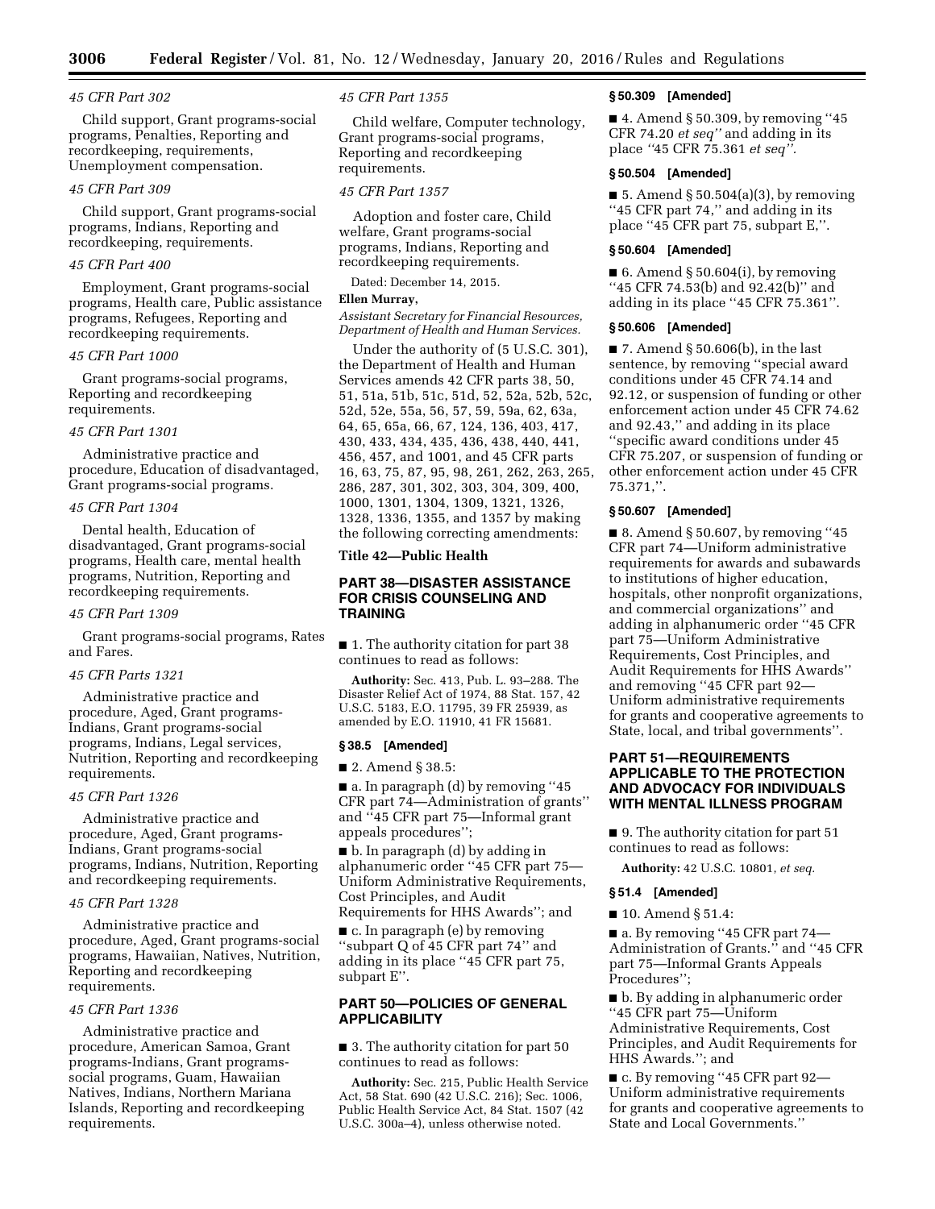*45 CFR Part 302*

Child support, Grant programs-social programs, Penalties, Reporting and recordkeeping, requirements, Unemployment compensation.

*45 CFR Part 309*

Child support, Grant programs-social programs, Indians, Reporting and recordkeeping, requirements.

*45 CFR Part 400*

Employment, Grant programs-social programs, Health care, Public assistance programs, Refugees, Reporting and recordkeeping requirements.

*45 CFR Part 1000*

Grant programs-social programs, Reporting and recordkeeping requirements.

*45 CFR Part 1301*

Administrative practice and procedure, Education of disadvantaged, Grant programs-social programs.

*45 CFR Part 1304*

Dental health, Education of disadvantaged, Grant programs-social programs, Health care, mental health programs, Nutrition, Reporting and recordkeeping requirements.

*45 CFR Part 1309*

Grant programs-social programs, Rates and Fares.

*45 CFR Parts 1321*

Administrative practice and procedure, Aged, Grant programs-Indians, Grant programs-social programs, Indians, Legal services, Nutrition, Reporting and recordkeeping requirements.

*45 CFR Part 1326*

Administrative practice and procedure, Aged, Grant programs-Indians, Grant programs-social programs, Indians, Nutrition, Reporting and recordkeeping requirements.

*45 CFR Part 1328*

Administrative practice and procedure, Aged, Grant programs-social programs, Hawaiian, Natives, Nutrition, Reporting and recordkeeping requirements.

*45 CFR Part 1336*

Administrative practice and procedure, American Samoa, Grant programs-Indians, Grant programs-social programs, Guam, Hawaiian Natives, Indians, Northern Mariana Islands, Reporting and recordkeeping requirements.

*45 CFR Part 1355*

Child welfare, Computer technology, Grant programs-social programs, Reporting and recordkeeping requirements.

*45 CFR Part 1357*

Adoption and foster care, Child welfare, Grant programs-social programs, Indians, Reporting and recordkeeping requirements.

Dated: December 14, 2015.

**Ellen Murray,**

*Assistant Secretary for Financial Resources, Department of Health and Human Services.*

Under the authority of (5 U.S.C. 301), the Department of Health and Human Services amends 42 CFR parts 38, 50, 51, 51a, 51b, 51c, 51d, 52, 52a, 52b, 52c, 52d, 52e, 55a, 56, 57, 59, 59a, 62, 63a, 64, 65, 65a, 66, 67, 124, 136, 403, 417, 430, 433, 434, 435, 436, 438, 440, 441, 456, 457, and 1001, and 45 CFR parts 16, 63, 75, 87, 95, 98, 261, 262, 263, 265, 286, 287, 301, 302, 303, 304, 309, 400, 1000, 1301, 1304, 1309, 1321, 1326, 1328, 1336, 1355, and 1357 by making the following correcting amendments:

## Title 42—Public Health

## PART 38—DISASTER ASSISTANCE FOR CRISIS COUNSELING AND TRAINING

■ 1. The authority citation for part 38 continues to read as follows:

**Authority:** Sec. 413, Pub. L. 93–288. The Disaster Relief Act of 1974, 88 Stat. 157, 42 U.S.C. 5183, E.O. 11795, 39 FR 25939, as amended by E.O. 11910, 41 FR 15681.

### § 38.5 [Amended]

■ 2. Amend § 38.5:

■ a. In paragraph (d) by removing ''45 CFR part 74—Administration of grants'' and ''45 CFR part 75—Informal grant appeals procedures'';

■ b. In paragraph (d) by adding in alphanumeric order ''45 CFR part 75—Uniform Administrative Requirements, Cost Principles, and Audit Requirements for HHS Awards''; and

■ c. In paragraph (e) by removing ''subpart Q of 45 CFR part 74'' and adding in its place ''45 CFR part 75, subpart E''.

## PART 50—POLICIES OF GENERAL APPLICABILITY

■ 3. The authority citation for part 50 continues to read as follows:

**Authority:** Sec. 215, Public Health Service Act, 58 Stat. 690 (42 U.S.C. 216); Sec. 1006, Public Health Service Act, 84 Stat. 1507 (42 U.S.C. 300a–4), unless otherwise noted.

### § 50.309 [Amended]

■ 4. Amend § 50.309, by removing ''45 CFR 74.20 *et seq''* and adding in its place *''*45 CFR 75.361 *et seq''*.

### § 50.504 [Amended]

■ 5. Amend § 50.504(a)(3), by removing ''45 CFR part 74,'' and adding in its place ''45 CFR part 75, subpart E,''.

### § 50.604 [Amended]

■ 6. Amend § 50.604(i), by removing ''45 CFR 74.53(b) and 92.42(b)'' and adding in its place ''45 CFR 75.361''.

### § 50.606 [Amended]

■ 7. Amend § 50.606(b), in the last sentence, by removing ''special award conditions under 45 CFR 74.14 and 92.12, or suspension of funding or other enforcement action under 45 CFR 74.62 and 92.43,'' and adding in its place ''specific award conditions under 45 CFR 75.207, or suspension of funding or other enforcement action under 45 CFR 75.371,''.

### § 50.607 [Amended]

■ 8. Amend § 50.607, by removing ''45 CFR part 74—Uniform administrative requirements for awards and subawards to institutions of higher education, hospitals, other nonprofit organizations, and commercial organizations'' and adding in alphanumeric order ''45 CFR part 75—Uniform Administrative Requirements, Cost Principles, and Audit Requirements for HHS Awards'' and removing ''45 CFR part 92—Uniform administrative requirements for grants and cooperative agreements to State, local, and tribal governments''.

## PART 51—REQUIREMENTS APPLICABLE TO THE PROTECTION AND ADVOCACY FOR INDIVIDUALS WITH MENTAL ILLNESS PROGRAM

■ 9. The authority citation for part 51 continues to read as follows:

**Authority:** 42 U.S.C. 10801, *et seq.*

### § 51.4 [Amended]

■ 10. Amend § 51.4:

■ a. By removing ''45 CFR part 74—Administration of Grants.'' and ''45 CFR part 75—Informal Grants Appeals Procedures'';

■ b. By adding in alphanumeric order ''45 CFR part 75—Uniform Administrative Requirements, Cost Principles, and Audit Requirements for HHS Awards.''; and

■ c. By removing ''45 CFR part 92—Uniform administrative requirements for grants and cooperative agreements to State and Local Governments.''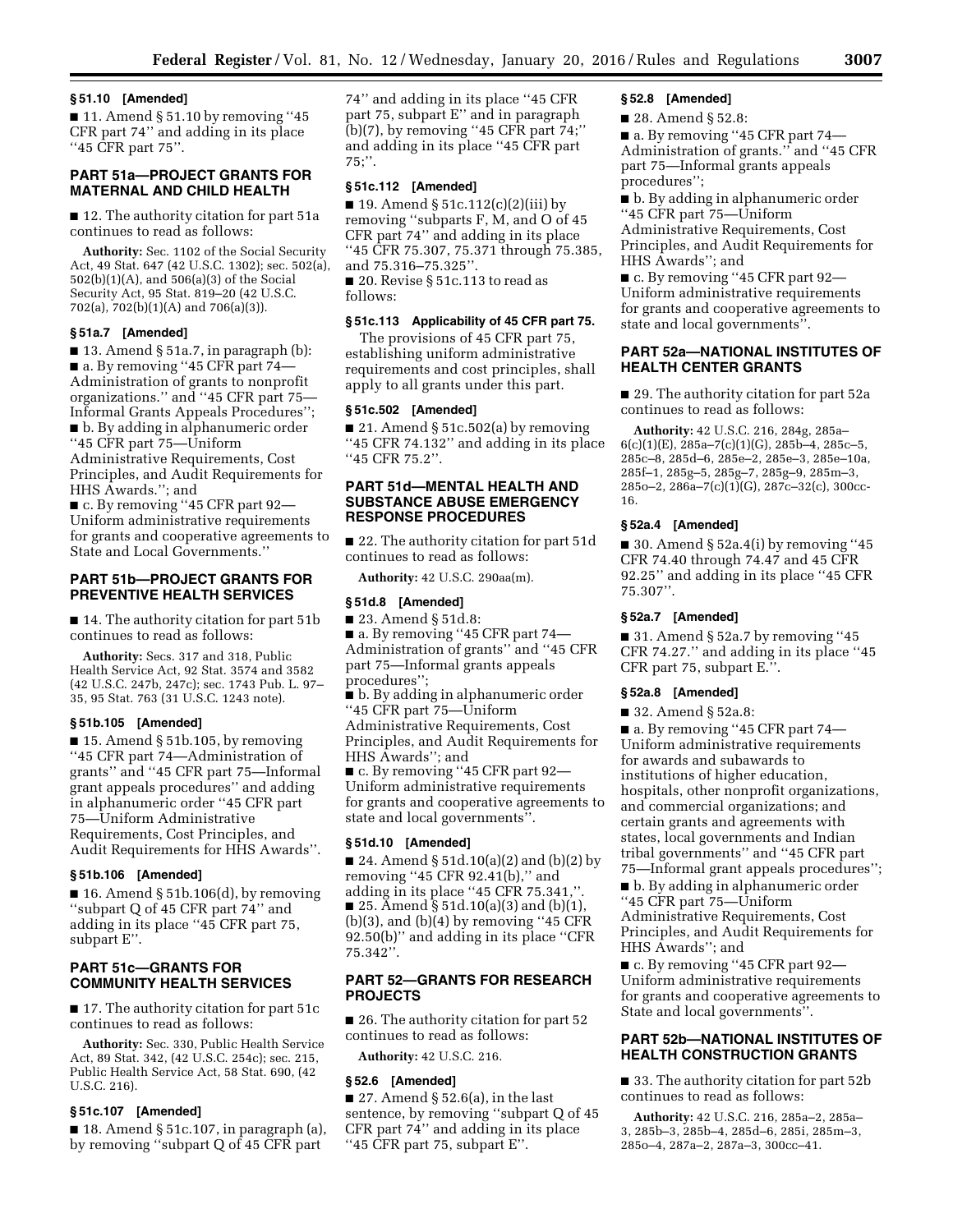### § 51.10 [Amended]

■ 11. Amend § 51.10 by removing ''45 CFR part 74'' and adding in its place ''45 CFR part 75''.

## PART 51a—PROJECT GRANTS FOR MATERNAL AND CHILD HEALTH

■ 12. The authority citation for part 51a continues to read as follows:

**Authority:** Sec. 1102 of the Social Security Act, 49 Stat. 647 (42 U.S.C. 1302); sec. 502(a), 502(b)(1)(A), and 506(a)(3) of the Social Security Act, 95 Stat. 819–20 (42 U.S.C. 702(a), 702(b)(1)(A) and 706(a)(3)).

### § 51a.7 [Amended]

■ 13. Amend § 51a.7, in paragraph (b):

■ a. By removing ''45 CFR part 74—Administration of grants to nonprofit organizations.'' and ''45 CFR part 75—Informal Grants Appeals Procedures'';

■ b. By adding in alphanumeric order ''45 CFR part 75—Uniform Administrative Requirements, Cost Principles, and Audit Requirements for HHS Awards.''; and

■ c. By removing ''45 CFR part 92—Uniform administrative requirements for grants and cooperative agreements to State and Local Governments.''

## PART 51b—PROJECT GRANTS FOR PREVENTIVE HEALTH SERVICES

■ 14. The authority citation for part 51b continues to read as follows:

**Authority:** Secs. 317 and 318, Public Health Service Act, 92 Stat. 3574 and 3582 (42 U.S.C. 247b, 247c); sec. 1743 Pub. L. 97–35, 95 Stat. 763 (31 U.S.C. 1243 note).

### § 51b.105 [Amended]

■ 15. Amend § 51b.105, by removing ''45 CFR part 74—Administration of grants'' and ''45 CFR part 75—Informal grant appeals procedures'' and adding in alphanumeric order ''45 CFR part 75—Uniform Administrative Requirements, Cost Principles, and Audit Requirements for HHS Awards''.

### § 51b.106 [Amended]

■ 16. Amend § 51b.106(d), by removing ''subpart Q of 45 CFR part 74'' and adding in its place ''45 CFR part 75, subpart E''.

## PART 51c—GRANTS FOR COMMUNITY HEALTH SERVICES

■ 17. The authority citation for part 51c continues to read as follows:

**Authority:** Sec. 330, Public Health Service Act, 89 Stat. 342, (42 U.S.C. 254c); sec. 215, Public Health Service Act, 58 Stat. 690, (42 U.S.C. 216).

### § 51c.107 [Amended]

■ 18. Amend § 51c.107, in paragraph (a), by removing ''subpart Q of 45 CFR part 74'' and adding in its place ''45 CFR part 75, subpart E'' and in paragraph (b)(7), by removing ''45 CFR part 74;'' and adding in its place ''45 CFR part 75;''.

### § 51c.112 [Amended]

■ 19. Amend § 51c.112(c)(2)(iii) by removing ''subparts F, M, and O of 45 CFR part 74'' and adding in its place ''45 CFR 75.307, 75.371 through 75.385, and 75.316–75.325''.

■ 20. Revise § 51c.113 to read as follows:

### § 51c.113 Applicability of 45 CFR part 75.

The provisions of 45 CFR part 75, establishing uniform administrative requirements and cost principles, shall apply to all grants under this part.

### § 51c.502 [Amended]

■ 21. Amend § 51c.502(a) by removing ''45 CFR 74.132'' and adding in its place ''45 CFR 75.2''.

## PART 51d—MENTAL HEALTH AND SUBSTANCE ABUSE EMERGENCY RESPONSE PROCEDURES

■ 22. The authority citation for part 51d continues to read as follows:

**Authority:** 42 U.S.C. 290aa(m).

### § 51d.8 [Amended]

■ 23. Amend § 51d.8:

■ a. By removing ''45 CFR part 74—Administration of grants'' and ''45 CFR part 75—Informal grants appeals procedures'';

■ b. By adding in alphanumeric order ''45 CFR part 75—Uniform Administrative Requirements, Cost Principles, and Audit Requirements for HHS Awards''; and

■ c. By removing ''45 CFR part 92—Uniform administrative requirements for grants and cooperative agreements to state and local governments''.

### § 51d.10 [Amended]

■ 24. Amend § 51d.10(a)(2) and (b)(2) by removing ''45 CFR 92.41(b),'' and adding in its place ''45 CFR 75.341,''.

■ 25. Amend § 51d.10(a)(3) and (b)(1), (b)(3), and (b)(4) by removing ''45 CFR 92.50(b)'' and adding in its place ''CFR 75.342''.

## PART 52—GRANTS FOR RESEARCH PROJECTS

■ 26. The authority citation for part 52 continues to read as follows:

**Authority:** 42 U.S.C. 216.

### § 52.6 [Amended]

■ 27. Amend § 52.6(a), in the last sentence, by removing ''subpart Q of 45 CFR part 74'' and adding in its place ''45 CFR part 75, subpart E''.

### § 52.8 [Amended]

■ 28. Amend § 52.8:

■ a. By removing ''45 CFR part 74—Administration of grants.'' and ''45 CFR part 75—Informal grants appeals procedures'';

■ b. By adding in alphanumeric order ''45 CFR part 75—Uniform Administrative Requirements, Cost Principles, and Audit Requirements for HHS Awards''; and

■ c. By removing ''45 CFR part 92—Uniform administrative requirements for grants and cooperative agreements to state and local governments''.

## PART 52a—NATIONAL INSTITUTES OF HEALTH CENTER GRANTS

■ 29. The authority citation for part 52a continues to read as follows:

**Authority:** 42 U.S.C. 216, 284g, 285a–6(c)(1)(E), 285a–7(c)(1)(G), 285b–4, 285c–5, 285c–8, 285d–6, 285e–2, 285e–3, 285e–10a, 285f–1, 285g–5, 285g–7, 285g–9, 285m–3, 285o–2, 286a–7(c)(1)(G), 287c–32(c), 300cc-16.

### § 52a.4 [Amended]

■ 30. Amend § 52a.4(i) by removing ''45 CFR 74.40 through 74.47 and 45 CFR 92.25'' and adding in its place ''45 CFR 75.307''.

### § 52a.7 [Amended]

■ 31. Amend § 52a.7 by removing ''45 CFR 74.27.'' and adding in its place ''45 CFR part 75, subpart E.''.

### § 52a.8 [Amended]

■ 32. Amend § 52a.8:

■ a. By removing ''45 CFR part 74—Uniform administrative requirements for awards and subawards to institutions of higher education, hospitals, other nonprofit organizations, and commercial organizations; and certain grants and agreements with states, local governments and Indian tribal governments'' and ''45 CFR part 75—Informal grant appeals procedures'';

■ b. By adding in alphanumeric order ''45 CFR part 75—Uniform Administrative Requirements, Cost Principles, and Audit Requirements for HHS Awards''; and

■ c. By removing ''45 CFR part 92—Uniform administrative requirements for grants and cooperative agreements to State and local governments''.

## PART 52b—NATIONAL INSTITUTES OF HEALTH CONSTRUCTION GRANTS

■ 33. The authority citation for part 52b continues to read as follows:

**Authority:** 42 U.S.C. 216, 285a–2, 285a–3, 285b–3, 285b–4, 285d–6, 285i, 285m–3, 285o–4, 287a–2, 287a–3, 300cc–41.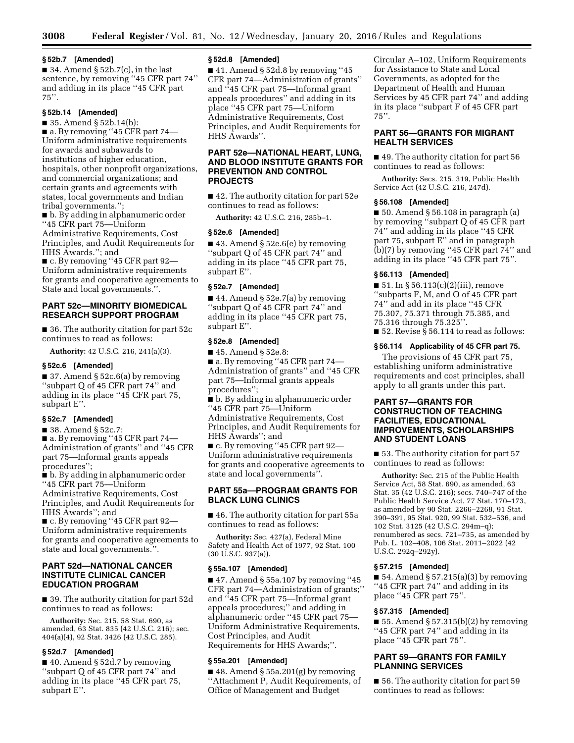### § 52b.7 [Amended]

■ 34. Amend § 52b.7(c), in the last sentence, by removing ''45 CFR part 74'' and adding in its place ''45 CFR part 75''.

### § 52b.14 [Amended]

■ 35. Amend § 52b.14(b):

■ a. By removing ''45 CFR part 74—Uniform administrative requirements for awards and subawards to institutions of higher education, hospitals, other nonprofit organizations, and commercial organizations; and certain grants and agreements with states, local governments and Indian tribal governments.'';

■ b. By adding in alphanumeric order ''45 CFR part 75—Uniform Administrative Requirements, Cost Principles, and Audit Requirements for HHS Awards.''; and

■ c. By removing ''45 CFR part 92—Uniform administrative requirements for grants and cooperative agreements to State and local governments.''.

## PART 52c—MINORITY BIOMEDICAL RESEARCH SUPPORT PROGRAM

■ 36. The authority citation for part 52c continues to read as follows:

**Authority:** 42 U.S.C. 216, 241(a)(3).

### § 52c.6 [Amended]

■ 37. Amend § 52c.6(a) by removing ''subpart Q of 45 CFR part 74'' and adding in its place ''45 CFR part 75, subpart E''.

### § 52c.7 [Amended]

■ 38. Amend § 52c.7:

■ a. By removing ''45 CFR part 74—Administration of grants'' and ''45 CFR part 75—Informal grants appeals procedures'';

■ b. By adding in alphanumeric order ''45 CFR part 75—Uniform Administrative Requirements, Cost Principles, and Audit Requirements for HHS Awards''; and

■ c. By removing ''45 CFR part 92—Uniform administrative requirements for grants and cooperative agreements to state and local governments.''.

## PART 52d—NATIONAL CANCER INSTITUTE CLINICAL CANCER EDUCATION PROGRAM

■ 39. The authority citation for part 52d continues to read as follows:

**Authority:** Sec. 215, 58 Stat. 690, as amended, 63 Stat. 835 (42 U.S.C. 216); sec. 404(a)(4), 92 Stat. 3426 (42 U.S.C. 285).

### § 52d.7 [Amended]

■ 40. Amend § 52d.7 by removing ''subpart Q of 45 CFR part 74'' and adding in its place ''45 CFR part 75, subpart E''.

### § 52d.8 [Amended]

■ 41. Amend § 52d.8 by removing ''45 CFR part 74—Administration of grants'' and ''45 CFR part 75—Informal grant appeals procedures'' and adding in its place ''45 CFR part 75—Uniform Administrative Requirements, Cost Principles, and Audit Requirements for HHS Awards''.

## PART 52e—NATIONAL HEART, LUNG, AND BLOOD INSTITUTE GRANTS FOR PREVENTION AND CONTROL PROJECTS

■ 42. The authority citation for part 52e continues to read as follows:

**Authority:** 42 U.S.C. 216, 285b–1.

### § 52e.6 [Amended]

■ 43. Amend § 52e.6(e) by removing ''subpart Q of 45 CFR part 74'' and adding in its place ''45 CFR part 75, subpart E''.

### § 52e.7 [Amended]

■ 44. Amend § 52e.7(a) by removing ''subpart Q of 45 CFR part 74'' and adding in its place ''45 CFR part 75, subpart E''.

### § 52e.8 [Amended]

■ 45. Amend § 52e.8:

■ a. By removing ''45 CFR part 74—Administration of grants'' and ''45 CFR part 75—Informal grants appeals procedures'';

■ b. By adding in alphanumeric order ''45 CFR part 75—Uniform Administrative Requirements, Cost Principles, and Audit Requirements for HHS Awards''; and

■ c. By removing ''45 CFR part 92—Uniform administrative requirements for grants and cooperative agreements to state and local governments''.

## PART 55a—PROGRAM GRANTS FOR BLACK LUNG CLINICS

■ 46. The authority citation for part 55a continues to read as follows:

**Authority:** Sec. 427(a), Federal Mine Safety and Health Act of 1977, 92 Stat. 100 (30 U.S.C. 937(a)).

### § 55a.107 [Amended]

■ 47. Amend § 55a.107 by removing ''45 CFR part 74—Administration of grants;'' and ''45 CFR part 75—Informal grant appeals procedures;'' and adding in alphanumeric order ''45 CFR part 75—Uniform Administrative Requirements, Cost Principles, and Audit Requirements for HHS Awards;''.

### § 55a.201 [Amended]

■ 48. Amend § 55a.201(g) by removing ''Attachment P, Audit Requirements, of Office of Management and Budget Circular A–102, Uniform Requirements for Assistance to State and Local Governments, as adopted for the Department of Health and Human Services by 45 CFR part 74'' and adding in its place ''subpart F of 45 CFR part 75''.

## PART 56—GRANTS FOR MIGRANT HEALTH SERVICES

■ 49. The authority citation for part 56 continues to read as follows:

**Authority:** Secs. 215, 319, Public Health Service Act (42 U.S.C. 216, 247d).

### § 56.108 [Amended]

■ 50. Amend § 56.108 in paragraph (a) by removing ''subpart Q of 45 CFR part 74'' and adding in its place ''45 CFR part 75, subpart E'' and in paragraph (b)(7) by removing ''45 CFR part 74'' and adding in its place ''45 CFR part 75''.

### § 56.113 [Amended]

■ 51. In § 56.113(c)(2)(iii), remove ''subparts F, M, and O of 45 CFR part 74'' and add in its place ''45 CFR 75.307, 75.371 through 75.385, and 75.316 through 75.325''.

■ 52. Revise § 56.114 to read as follows:

### § 56.114 Applicability of 45 CFR part 75.

The provisions of 45 CFR part 75, establishing uniform administrative requirements and cost principles, shall apply to all grants under this part.

## PART 57—GRANTS FOR CONSTRUCTION OF TEACHING FACILITIES, EDUCATIONAL IMPROVEMENTS, SCHOLARSHIPS AND STUDENT LOANS

■ 53. The authority citation for part 57 continues to read as follows:

**Authority:** Sec. 215 of the Public Health Service Act, 58 Stat. 690, as amended, 63 Stat. 35 (42 U.S.C. 216); secs. 740–747 of the Public Health Service Act, 77 Stat. 170–173, as amended by 90 Stat. 2266–2268, 91 Stat. 390–391, 95 Stat. 920, 99 Stat. 532–536, and 102 Stat. 3125 (42 U.S.C. 294m–q); renumbered as secs. 721–735, as amended by Pub. L. 102–408, 106 Stat. 2011–2022 (42 U.S.C. 292q–292y).

### § 57.215 [Amended]

■ 54. Amend § 57.215(a)(3) by removing ''45 CFR part 74'' and adding in its place ''45 CFR part 75''.

### § 57.315 [Amended]

■ 55. Amend § 57.315(b)(2) by removing ''45 CFR part 74'' and adding in its place ''45 CFR part 75''.

## PART 59—GRANTS FOR FAMILY PLANNING SERVICES

■ 56. The authority citation for part 59 continues to read as follows: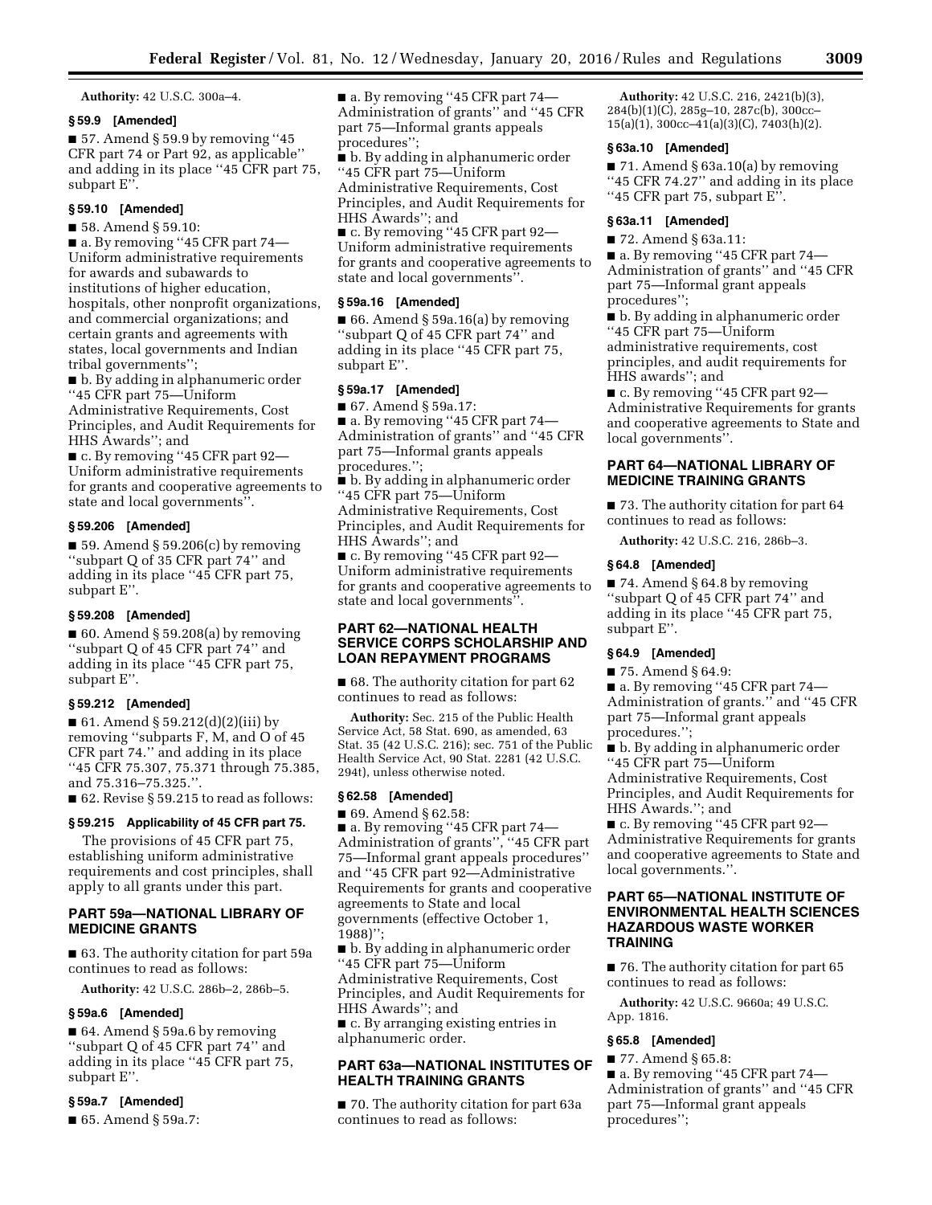**Authority:** 42 U.S.C. 300a–4.

### § 59.9 [Amended]

■ 57. Amend § 59.9 by removing ''45 CFR part 74 or Part 92, as applicable'' and adding in its place ''45 CFR part 75, subpart E''.

### § 59.10 [Amended]

■ 58. Amend § 59.10:

■ a. By removing ''45 CFR part 74—Uniform administrative requirements for awards and subawards to institutions of higher education, hospitals, other nonprofit organizations, and commercial organizations; and certain grants and agreements with states, local governments and Indian tribal governments'';

■ b. By adding in alphanumeric order ''45 CFR part 75—Uniform Administrative Requirements, Cost Principles, and Audit Requirements for HHS Awards''; and

■ c. By removing ''45 CFR part 92—Uniform administrative requirements for grants and cooperative agreements to state and local governments''.

### § 59.206 [Amended]

■ 59. Amend § 59.206(c) by removing ''subpart Q of 35 CFR part 74'' and adding in its place ''45 CFR part 75, subpart E''.

### § 59.208 [Amended]

■ 60. Amend § 59.208(a) by removing ''subpart Q of 45 CFR part 74'' and adding in its place ''45 CFR part 75, subpart E''.

### § 59.212 [Amended]

■ 61. Amend § 59.212(d)(2)(iii) by removing ''subparts F, M, and O of 45 CFR part 74.'' and adding in its place ''45 CFR 75.307, 75.371 through 75.385, and 75.316–75.325.''.

■ 62. Revise § 59.215 to read as follows:

### § 59.215 Applicability of 45 CFR part 75.

The provisions of 45 CFR part 75, establishing uniform administrative requirements and cost principles, shall apply to all grants under this part.

## PART 59a—NATIONAL LIBRARY OF MEDICINE GRANTS

■ 63. The authority citation for part 59a continues to read as follows:

**Authority:** 42 U.S.C. 286b–2, 286b–5.

### § 59a.6 [Amended]

■ 64. Amend § 59a.6 by removing ''subpart Q of 45 CFR part 74'' and adding in its place ''45 CFR part 75, subpart E''.

### § 59a.7 [Amended]

■ 65. Amend § 59a.7:

■ a. By removing ''45 CFR part 74—Administration of grants'' and ''45 CFR part 75—Informal grants appeals procedures'';

■ b. By adding in alphanumeric order ''45 CFR part 75—Uniform Administrative Requirements, Cost Principles, and Audit Requirements for HHS Awards''; and

■ c. By removing ''45 CFR part 92—Uniform administrative requirements for grants and cooperative agreements to state and local governments''.

### § 59a.16 [Amended]

■ 66. Amend § 59a.16(a) by removing ''subpart Q of 45 CFR part 74'' and adding in its place ''45 CFR part 75, subpart E''.

### § 59a.17 [Amended]

■ 67. Amend § 59a.17:

■ a. By removing ''45 CFR part 74—Administration of grants'' and ''45 CFR part 75—Informal grants appeals procedures.'';

■ b. By adding in alphanumeric order ''45 CFR part 75—Uniform Administrative Requirements, Cost Principles, and Audit Requirements for HHS Awards''; and

■ c. By removing ''45 CFR part 92—Uniform administrative requirements for grants and cooperative agreements to state and local governments''.

## PART 62—NATIONAL HEALTH SERVICE CORPS SCHOLARSHIP AND LOAN REPAYMENT PROGRAMS

■ 68. The authority citation for part 62 continues to read as follows:

**Authority:** Sec. 215 of the Public Health Service Act, 58 Stat. 690, as amended, 63 Stat. 35 (42 U.S.C. 216); sec. 751 of the Public Health Service Act, 90 Stat. 2281 (42 U.S.C. 294t), unless otherwise noted.

### § 62.58 [Amended]

■ 69. Amend § 62.58:

■ a. By removing ''45 CFR part 74—Administration of grants'', ''45 CFR part 75—Informal grant appeals procedures'' and ''45 CFR part 92—Administrative Requirements for grants and cooperative agreements to State and local governments (effective October 1, 1988)'';

■ b. By adding in alphanumeric order ''45 CFR part 75—Uniform Administrative Requirements, Cost Principles, and Audit Requirements for HHS Awards''; and

■ c. By arranging existing entries in alphanumeric order.

## PART 63a—NATIONAL INSTITUTES OF HEALTH TRAINING GRANTS

■ 70. The authority citation for part 63a continues to read as follows:

**Authority:** 42 U.S.C. 216, 2421(b)(3), 284(b)(1)(C), 285g–10, 287c(b), 300cc–15(a)(1), 300cc–41(a)(3)(C), 7403(h)(2).

### § 63a.10 [Amended]

■ 71. Amend § 63a.10(a) by removing ''45 CFR 74.27'' and adding in its place ''45 CFR part 75, subpart E''.

### § 63a.11 [Amended]

■ 72. Amend § 63a.11:

■ a. By removing ''45 CFR part 74—Administration of grants'' and ''45 CFR part 75—Informal grant appeals procedures'';

■ b. By adding in alphanumeric order ''45 CFR part 75—Uniform administrative requirements, cost principles, and audit requirements for HHS awards''; and

■ c. By removing ''45 CFR part 92—Administrative Requirements for grants and cooperative agreements to State and local governments''.

## PART 64—NATIONAL LIBRARY OF MEDICINE TRAINING GRANTS

■ 73. The authority citation for part 64 continues to read as follows:

**Authority:** 42 U.S.C. 216, 286b–3.

### § 64.8 [Amended]

■ 74. Amend § 64.8 by removing ''subpart Q of 45 CFR part 74'' and adding in its place ''45 CFR part 75, subpart E''.

### § 64.9 [Amended]

■ 75. Amend § 64.9:

■ a. By removing ''45 CFR part 74—Administration of grants.'' and ''45 CFR part 75—Informal grant appeals procedures.'';

■ b. By adding in alphanumeric order ''45 CFR part 75—Uniform Administrative Requirements, Cost Principles, and Audit Requirements for HHS Awards.''; and

■ c. By removing ''45 CFR part 92—Administrative Requirements for grants and cooperative agreements to State and local governments.''.

## PART 65—NATIONAL INSTITUTE OF ENVIRONMENTAL HEALTH SCIENCES HAZARDOUS WASTE WORKER TRAINING

■ 76. The authority citation for part 65 continues to read as follows:

**Authority:** 42 U.S.C. 9660a; 49 U.S.C. App. 1816.

### § 65.8 [Amended]

■ 77. Amend § 65.8:

■ a. By removing ''45 CFR part 74—Administration of grants'' and ''45 CFR part 75—Informal grant appeals procedures'';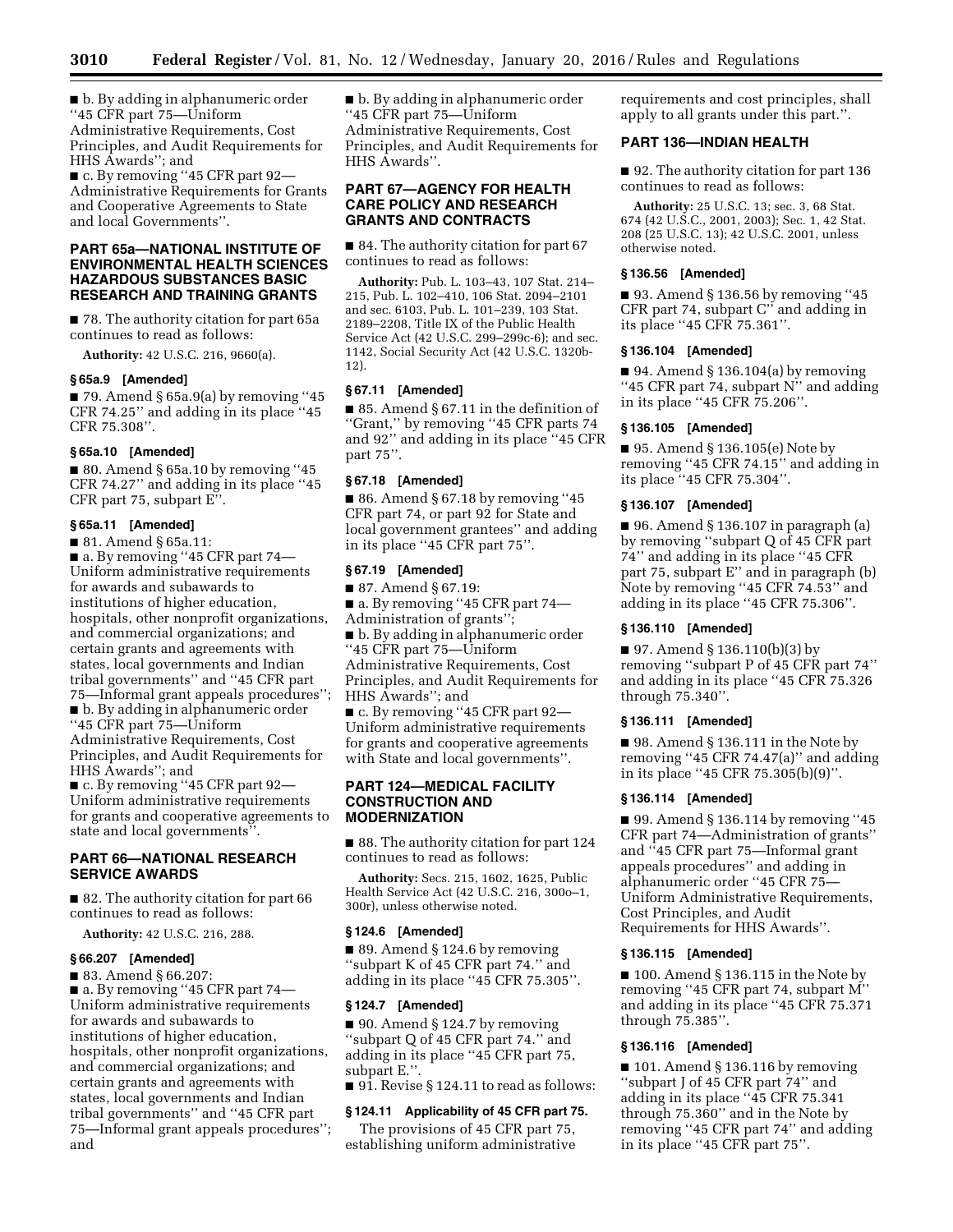■ b. By adding in alphanumeric order ''45 CFR part 75—Uniform Administrative Requirements, Cost Principles, and Audit Requirements for HHS Awards''; and

■ c. By removing ''45 CFR part 92—Administrative Requirements for Grants and Cooperative Agreements to State and local Governments''.

## PART 65a—NATIONAL INSTITUTE OF ENVIRONMENTAL HEALTH SCIENCES HAZARDOUS SUBSTANCES BASIC RESEARCH AND TRAINING GRANTS

■ 78. The authority citation for part 65a continues to read as follows:

**Authority:** 42 U.S.C. 216, 9660(a).

### § 65a.9 [Amended]

■ 79. Amend § 65a.9(a) by removing ''45 CFR 74.25'' and adding in its place ''45 CFR 75.308''.

### § 65a.10 [Amended]

■ 80. Amend § 65a.10 by removing ''45 CFR 74.27'' and adding in its place ''45 CFR part 75, subpart E''.

### § 65a.11 [Amended]

■ 81. Amend § 65a.11:

■ a. By removing ''45 CFR part 74—Uniform administrative requirements for awards and subawards to institutions of higher education, hospitals, other nonprofit organizations, and commercial organizations; and certain grants and agreements with states, local governments and Indian tribal governments'' and ''45 CFR part 75—Informal grant appeals procedures'';

■ b. By adding in alphanumeric order ''45 CFR part 75—Uniform Administrative Requirements, Cost Principles, and Audit Requirements for HHS Awards''; and

■ c. By removing ''45 CFR part 92—Uniform administrative requirements for grants and cooperative agreements to state and local governments''.

## PART 66—NATIONAL RESEARCH SERVICE AWARDS

■ 82. The authority citation for part 66 continues to read as follows:

**Authority:** 42 U.S.C. 216, 288.

### § 66.207 [Amended]

■ 83. Amend § 66.207:

■ a. By removing ''45 CFR part 74—Uniform administrative requirements for awards and subawards to institutions of higher education, hospitals, other nonprofit organizations, and commercial organizations; and certain grants and agreements with states, local governments and Indian tribal governments'' and ''45 CFR part 75—Informal grant appeals procedures''; and

■ b. By adding in alphanumeric order ''45 CFR part 75—Uniform Administrative Requirements, Cost Principles, and Audit Requirements for HHS Awards''.

## PART 67—AGENCY FOR HEALTH CARE POLICY AND RESEARCH GRANTS AND CONTRACTS

■ 84. The authority citation for part 67 continues to read as follows:

**Authority:** Pub. L. 103–43, 107 Stat. 214–215, Pub. L. 102–410, 106 Stat. 2094–2101 and sec. 6103, Pub. L. 101–239, 103 Stat. 2189–2208, Title IX of the Public Health Service Act (42 U.S.C. 299–299c-6); and sec. 1142, Social Security Act (42 U.S.C. 1320b-12).

### § 67.11 [Amended]

■ 85. Amend § 67.11 in the definition of ''Grant,'' by removing ''45 CFR parts 74 and 92'' and adding in its place ''45 CFR part 75''.

### § 67.18 [Amended]

■ 86. Amend § 67.18 by removing ''45 CFR part 74, or part 92 for State and local government grantees'' and adding in its place ''45 CFR part 75''.

### § 67.19 [Amended]

■ 87. Amend § 67.19:

■ a. By removing ''45 CFR part 74—Administration of grants'';

■ b. By adding in alphanumeric order ''45 CFR part 75—Uniform Administrative Requirements, Cost Principles, and Audit Requirements for HHS Awards''; and

■ c. By removing ''45 CFR part 92—Uniform administrative requirements for grants and cooperative agreements with State and local governments''.

## PART 124—MEDICAL FACILITY CONSTRUCTION AND MODERNIZATION

■ 88. The authority citation for part 124 continues to read as follows:

**Authority:** Secs. 215, 1602, 1625, Public Health Service Act (42 U.S.C. 216, 300o–1, 300r), unless otherwise noted.

### § 124.6 [Amended]

■ 89. Amend § 124.6 by removing ''subpart K of 45 CFR part 74.'' and adding in its place ''45 CFR 75.305''.

### § 124.7 [Amended]

■ 90. Amend § 124.7 by removing ''subpart Q of 45 CFR part 74.'' and adding in its place ''45 CFR part 75, subpart E.''.

■ 91. Revise § 124.11 to read as follows:

### § 124.11 Applicability of 45 CFR part 75.

The provisions of 45 CFR part 75, establishing uniform administrative requirements and cost principles, shall apply to all grants under this part.''.

## PART 136—INDIAN HEALTH

■ 92. The authority citation for part 136 continues to read as follows:

**Authority:** 25 U.S.C. 13; sec. 3, 68 Stat. 674 (42 U.S.C., 2001, 2003); Sec. 1, 42 Stat. 208 (25 U.S.C. 13); 42 U.S.C. 2001, unless otherwise noted.

### § 136.56 [Amended]

■ 93. Amend § 136.56 by removing ''45 CFR part 74, subpart C'' and adding in its place ''45 CFR 75.361''.

### § 136.104 [Amended]

■ 94. Amend § 136.104(a) by removing ''45 CFR part 74, subpart N'' and adding in its place ''45 CFR 75.206''.

### § 136.105 [Amended]

■ 95. Amend § 136.105(e) Note by removing ''45 CFR 74.15'' and adding in its place ''45 CFR 75.304''.

### § 136.107 [Amended]

■ 96. Amend § 136.107 in paragraph (a) by removing ''subpart Q of 45 CFR part 74'' and adding in its place ''45 CFR part 75, subpart E'' and in paragraph (b) Note by removing ''45 CFR 74.53'' and adding in its place ''45 CFR 75.306''.

### § 136.110 [Amended]

■ 97. Amend § 136.110(b)(3) by removing ''subpart P of 45 CFR part 74'' and adding in its place ''45 CFR 75.326 through 75.340''.

### § 136.111 [Amended]

■ 98. Amend § 136.111 in the Note by removing ''45 CFR 74.47(a)'' and adding in its place ''45 CFR 75.305(b)(9)''.

### § 136.114 [Amended]

■ 99. Amend § 136.114 by removing ''45 CFR part 74—Administration of grants'' and ''45 CFR part 75—Informal grant appeals procedures'' and adding in alphanumeric order ''45 CFR 75—Uniform Administrative Requirements, Cost Principles, and Audit Requirements for HHS Awards''.

### § 136.115 [Amended]

■ 100. Amend § 136.115 in the Note by removing ''45 CFR part 74, subpart M'' and adding in its place ''45 CFR 75.371 through 75.385''.

### § 136.116 [Amended]

■ 101. Amend § 136.116 by removing ''subpart J of 45 CFR part 74'' and adding in its place ''45 CFR 75.341 through 75.360'' and in the Note by removing ''45 CFR part 74'' and adding in its place ''45 CFR part 75''.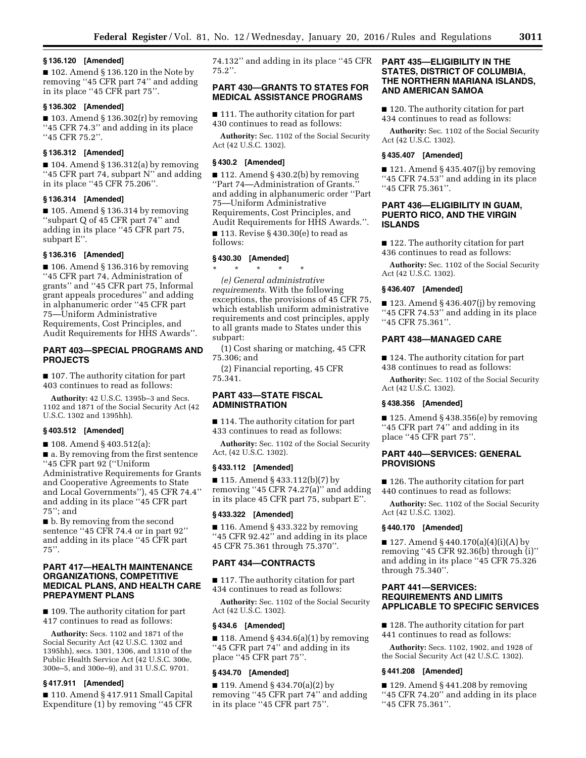### § 136.120 [Amended]

■ 102. Amend § 136.120 in the Note by removing ''45 CFR part 74'' and adding in its place ''45 CFR part 75''.

### § 136.302 [Amended]

■ 103. Amend § 136.302(r) by removing ''45 CFR 74.3'' and adding in its place ''45 CFR 75.2''.

### § 136.312 [Amended]

■ 104. Amend § 136.312(a) by removing ''45 CFR part 74, subpart N'' and adding in its place ''45 CFR 75.206''.

### § 136.314 [Amended]

■ 105. Amend § 136.314 by removing ''subpart Q of 45 CFR part 74'' and adding in its place ''45 CFR part 75, subpart E''.

### § 136.316 [Amended]

■ 106. Amend § 136.316 by removing ''45 CFR part 74, Administration of grants'' and ''45 CFR part 75, Informal grant appeals procedures'' and adding in alphanumeric order ''45 CFR part 75—Uniform Administrative Requirements, Cost Principles, and Audit Requirements for HHS Awards''.

## PART 403—SPECIAL PROGRAMS AND PROJECTS

■ 107. The authority citation for part 403 continues to read as follows:

**Authority:** 42 U.S.C. 1395b–3 and Secs. 1102 and 1871 of the Social Security Act (42 U.S.C. 1302 and 1395hh).

### § 403.512 [Amended]

■ 108. Amend § 403.512(a):

■ a. By removing from the first sentence ''45 CFR part 92 (''Uniform Administrative Requirements for Grants and Cooperative Agreements to State and Local Governments''), 45 CFR 74.4'' and adding in its place ''45 CFR part 75''; and

■ b. By removing from the second sentence ''45 CFR 74.4 or in part 92'' and adding in its place ''45 CFR part 75''.

## PART 417—HEALTH MAINTENANCE ORGANIZATIONS, COMPETITIVE MEDICAL PLANS, AND HEALTH CARE PREPAYMENT PLANS

■ 109. The authority citation for part 417 continues to read as follows:

**Authority:** Secs. 1102 and 1871 of the Social Security Act (42 U.S.C. 1302 and 1395hh), secs. 1301, 1306, and 1310 of the Public Health Service Act (42 U.S.C. 300e, 300e–5, and 300e–9), and 31 U.S.C. 9701.

### § 417.911 [Amended]

■ 110. Amend § 417.911 Small Capital Expenditure (1) by removing ''45 CFR 74.132'' and adding in its place ''45 CFR 75.2''.

## PART 430—GRANTS TO STATES FOR MEDICAL ASSISTANCE PROGRAMS

■ 111. The authority citation for part 430 continues to read as follows:

**Authority:** Sec. 1102 of the Social Security Act (42 U.S.C. 1302).

### § 430.2 [Amended]

■ 112. Amend § 430.2(b) by removing ''Part 74—Administration of Grants.'' and adding in alphanumeric order ''Part 75—Uniform Administrative Requirements, Cost Principles, and Audit Requirements for HHS Awards.''.

■ 113. Revise § 430.30(e) to read as follows:

### § 430.30 [Amended]

\* \* \* \* \*

*(e) General administrative requirements.* With the following exceptions, the provisions of 45 CFR 75, which establish uniform administrative requirements and cost principles, apply to all grants made to States under this subpart:

(1) Cost sharing or matching, 45 CFR 75.306; and

(2) Financial reporting, 45 CFR 75.341.

## PART 433—STATE FISCAL ADMINISTRATION

■ 114. The authority citation for part 433 continues to read as follows:

**Authority:** Sec. 1102 of the Social Security Act, (42 U.S.C. 1302).

### § 433.112 [Amended]

■ 115. Amend § 433.112(b)(7) by removing ''45 CFR 74.27(a)'' and adding in its place 45 CFR part 75, subpart E''.

### § 433.322 [Amended]

■ 116. Amend § 433.322 by removing ''45 CFR 92.42'' and adding in its place 45 CFR 75.361 through 75.370''.

## PART 434—CONTRACTS

■ 117. The authority citation for part 434 continues to read as follows:

**Authority:** Sec. 1102 of the Social Security Act (42 U.S.C. 1302).

### § 434.6 [Amended]

■ 118. Amend § 434.6(a)(1) by removing ''45 CFR part 74'' and adding in its place ''45 CFR part 75''.

### § 434.70 [Amended]

■ 119. Amend § 434.70(a)(2) by removing ''45 CFR part 74'' and adding in its place ''45 CFR part 75''.

## PART 435—ELIGIBILITY IN THE STATES, DISTRICT OF COLUMBIA, THE NORTHERN MARIANA ISLANDS, AND AMERICAN SAMOA

■ 120. The authority citation for part 434 continues to read as follows:

**Authority:** Sec. 1102 of the Social Security Act (42 U.S.C. 1302).

### § 435.407 [Amended]

■ 121. Amend § 435.407(j) by removing ''45 CFR 74.53'' and adding in its place ''45 CFR 75.361''.

## PART 436—ELIGIBILITY IN GUAM, PUERTO RICO, AND THE VIRGIN ISLANDS

■ 122. The authority citation for part 436 continues to read as follows:

**Authority:** Sec. 1102 of the Social Security Act (42 U.S.C. 1302).

### § 436.407 [Amended]

■ 123. Amend § 436.407(j) by removing ''45 CFR 74.53'' and adding in its place ''45 CFR 75.361''.

## PART 438—MANAGED CARE

■ 124. The authority citation for part 438 continues to read as follows:

**Authority:** Sec. 1102 of the Social Security Act (42 U.S.C. 1302).

### § 438.356 [Amended]

■ 125. Amend § 438.356(e) by removing ''45 CFR part 74'' and adding in its place ''45 CFR part 75''.

## PART 440—SERVICES: GENERAL PROVISIONS

■ 126. The authority citation for part 440 continues to read as follows:

**Authority:** Sec. 1102 of the Social Security Act (42 U.S.C. 1302).

### § 440.170 [Amended]

■ 127. Amend § 440.170(a)(4)(i)(A) by removing ''45 CFR 92.36(b) through (i)'' and adding in its place ''45 CFR 75.326 through 75.340''.

## PART 441—SERVICES: REQUIREMENTS AND LIMITS APPLICABLE TO SPECIFIC SERVICES

■ 128. The authority citation for part 441 continues to read as follows:

**Authority:** Secs. 1102, 1902, and 1928 of the Social Security Act (42 U.S.C. 1302).

### § 441.208 [Amended]

■ 129. Amend § 441.208 by removing ''45 CFR 74.20'' and adding in its place ''45 CFR 75.361''.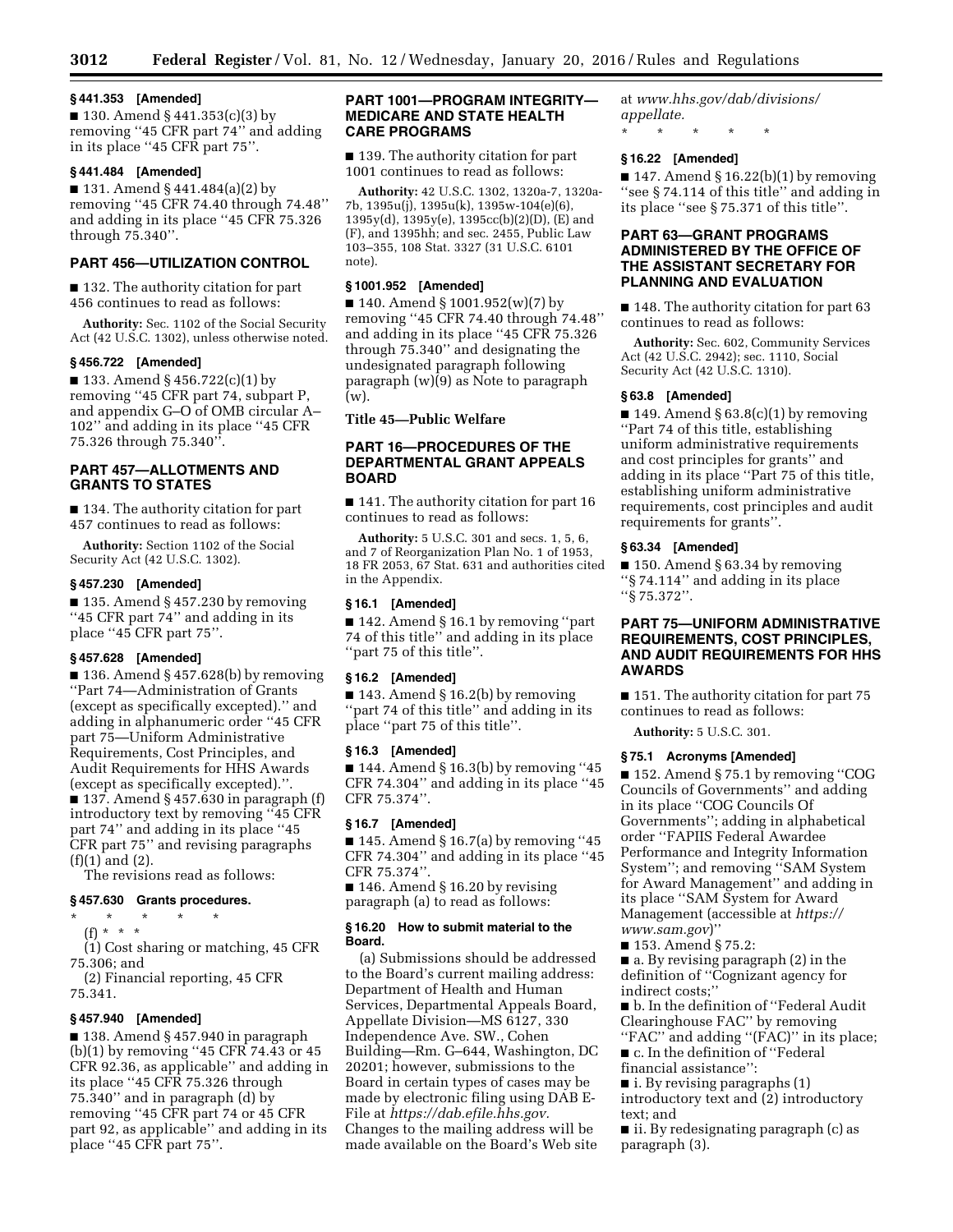**§ 441.353 [Amended]**

■ 130. Amend § 441.353(c)(3) by removing ''45 CFR part 74'' and adding in its place ''45 CFR part 75''.

**§ 441.484 [Amended]**

■ 131. Amend § 441.484(a)(2) by removing ''45 CFR 74.40 through 74.48'' and adding in its place ''45 CFR 75.326 through 75.340''.

## PART 456—UTILIZATION CONTROL

■ 132. The authority citation for part 456 continues to read as follows:

**Authority:** Sec. 1102 of the Social Security Act (42 U.S.C. 1302), unless otherwise noted.

**§ 456.722 [Amended]**

■ 133. Amend § 456.722(c)(1) by removing ''45 CFR part 74, subpart P, and appendix G–O of OMB circular A–102'' and adding in its place ''45 CFR 75.326 through 75.340''.

## PART 457—ALLOTMENTS AND GRANTS TO STATES

■ 134. The authority citation for part 457 continues to read as follows:

**Authority:** Section 1102 of the Social Security Act (42 U.S.C. 1302).

**§ 457.230 [Amended]**

■ 135. Amend § 457.230 by removing ''45 CFR part 74'' and adding in its place ''45 CFR part 75''.

**§ 457.628 [Amended]**

■ 136. Amend § 457.628(b) by removing ''Part 74—Administration of Grants (except as specifically excepted).'' and adding in alphanumeric order ''45 CFR part 75—Uniform Administrative Requirements, Cost Principles, and Audit Requirements for HHS Awards (except as specifically excepted).''.

■ 137. Amend § 457.630 in paragraph (f) introductory text by removing ''45 CFR part 74'' and adding in its place ''45 CFR part 75'' and revising paragraphs (f)(1) and (2).

The revisions read as follows:

**§ 457.630 Grants procedures.**

\* \* \* \* \*

(f) \* \* \*

(1) Cost sharing or matching, 45 CFR 75.306; and

(2) Financial reporting, 45 CFR 75.341.

**§ 457.940 [Amended]**

■ 138. Amend § 457.940 in paragraph (b)(1) by removing ''45 CFR 74.43 or 45 CFR 92.36, as applicable'' and adding in its place ''45 CFR 75.326 through 75.340'' and in paragraph (d) by removing ''45 CFR part 74 or 45 CFR part 92, as applicable'' and adding in its place ''45 CFR part 75''.

## PART 1001—PROGRAM INTEGRITY—MEDICARE AND STATE HEALTH CARE PROGRAMS

■ 139. The authority citation for part 1001 continues to read as follows:

**Authority:** 42 U.S.C. 1302, 1320a-7, 1320a-7b, 1395u(j), 1395u(k), 1395w-104(e)(6), 1395y(d), 1395y(e), 1395cc(b)(2)(D), (E) and (F), and 1395hh; and sec. 2455, Public Law 103–355, 108 Stat. 3327 (31 U.S.C. 6101 note).

**§ 1001.952 [Amended]**

■ 140. Amend § 1001.952(w)(7) by removing ''45 CFR 74.40 through 74.48'' and adding in its place ''45 CFR 75.326 through 75.340'' and designating the undesignated paragraph following paragraph (w)(9) as Note to paragraph (w).

## Title 45—Public Welfare

## PART 16—PROCEDURES OF THE DEPARTMENTAL GRANT APPEALS BOARD

■ 141. The authority citation for part 16 continues to read as follows:

**Authority:** 5 U.S.C. 301 and secs. 1, 5, 6, and 7 of Reorganization Plan No. 1 of 1953, 18 FR 2053, 67 Stat. 631 and authorities cited in the Appendix.

**§ 16.1 [Amended]**

■ 142. Amend § 16.1 by removing ''part 74 of this title'' and adding in its place ''part 75 of this title''.

**§ 16.2 [Amended]**

■ 143. Amend § 16.2(b) by removing ''part 74 of this title'' and adding in its place ''part 75 of this title''.

**§ 16.3 [Amended]**

■ 144. Amend § 16.3(b) by removing ''45 CFR 74.304'' and adding in its place ''45 CFR 75.374''.

**§ 16.7 [Amended]**

■ 145. Amend § 16.7(a) by removing ''45 CFR 74.304'' and adding in its place ''45 CFR 75.374''.

■ 146. Amend § 16.20 by revising paragraph (a) to read as follows:

**§ 16.20 How to submit material to the Board.**

(a) Submissions should be addressed to the Board's current mailing address: Department of Health and Human Services, Departmental Appeals Board, Appellate Division—MS 6127, 330 Independence Ave. SW., Cohen Building—Rm. G–644, Washington, DC 20201; however, submissions to the Board in certain types of cases may be made by electronic filing using DAB E-File at *https://dab.efile.hhs.gov.* Changes to the mailing address will be made available on the Board's Web site at *www.hhs.gov/dab/divisions/appellate.*

\* \* \* \* \*

**§ 16.22 [Amended]**

■ 147. Amend § 16.22(b)(1) by removing ''see § 74.114 of this title'' and adding in its place ''see § 75.371 of this title''.

## PART 63—GRANT PROGRAMS ADMINISTERED BY THE OFFICE OF THE ASSISTANT SECRETARY FOR PLANNING AND EVALUATION

■ 148. The authority citation for part 63 continues to read as follows:

**Authority:** Sec. 602, Community Services Act (42 U.S.C. 2942); sec. 1110, Social Security Act (42 U.S.C. 1310).

**§ 63.8 [Amended]**

■ 149. Amend § 63.8(c)(1) by removing ''Part 74 of this title, establishing uniform administrative requirements and cost principles for grants'' and adding in its place ''Part 75 of this title, establishing uniform administrative requirements, cost principles and audit requirements for grants''.

**§ 63.34 [Amended]**

■ 150. Amend § 63.34 by removing ''§ 74.114'' and adding in its place ''§ 75.372''.

## PART 75—UNIFORM ADMINISTRATIVE REQUIREMENTS, COST PRINCIPLES, AND AUDIT REQUIREMENTS FOR HHS AWARDS

■ 151. The authority citation for part 75 continues to read as follows:

**Authority:** 5 U.S.C. 301.

**§ 75.1 Acronyms [Amended]**

■ 152. Amend § 75.1 by removing ''COG Councils of Governments'' and adding in its place ''COG Councils Of Governments''; adding in alphabetical order ''FAPIIS Federal Awardee Performance and Integrity Information System''; and removing ''SAM System for Award Management'' and adding in its place ''SAM System for Award Management (accessible at *https://www.sam.gov*)''

■ 153. Amend § 75.2:

■ a. By revising paragraph (2) in the definition of ''Cognizant agency for indirect costs;''

■ b. In the definition of ''Federal Audit Clearinghouse FAC'' by removing ''FAC'' and adding ''(FAC)'' in its place;

■ c. In the definition of ''Federal financial assistance'':

■ i. By revising paragraphs (1) introductory text and (2) introductory text; and

■ ii. By redesignating paragraph (c) as paragraph (3).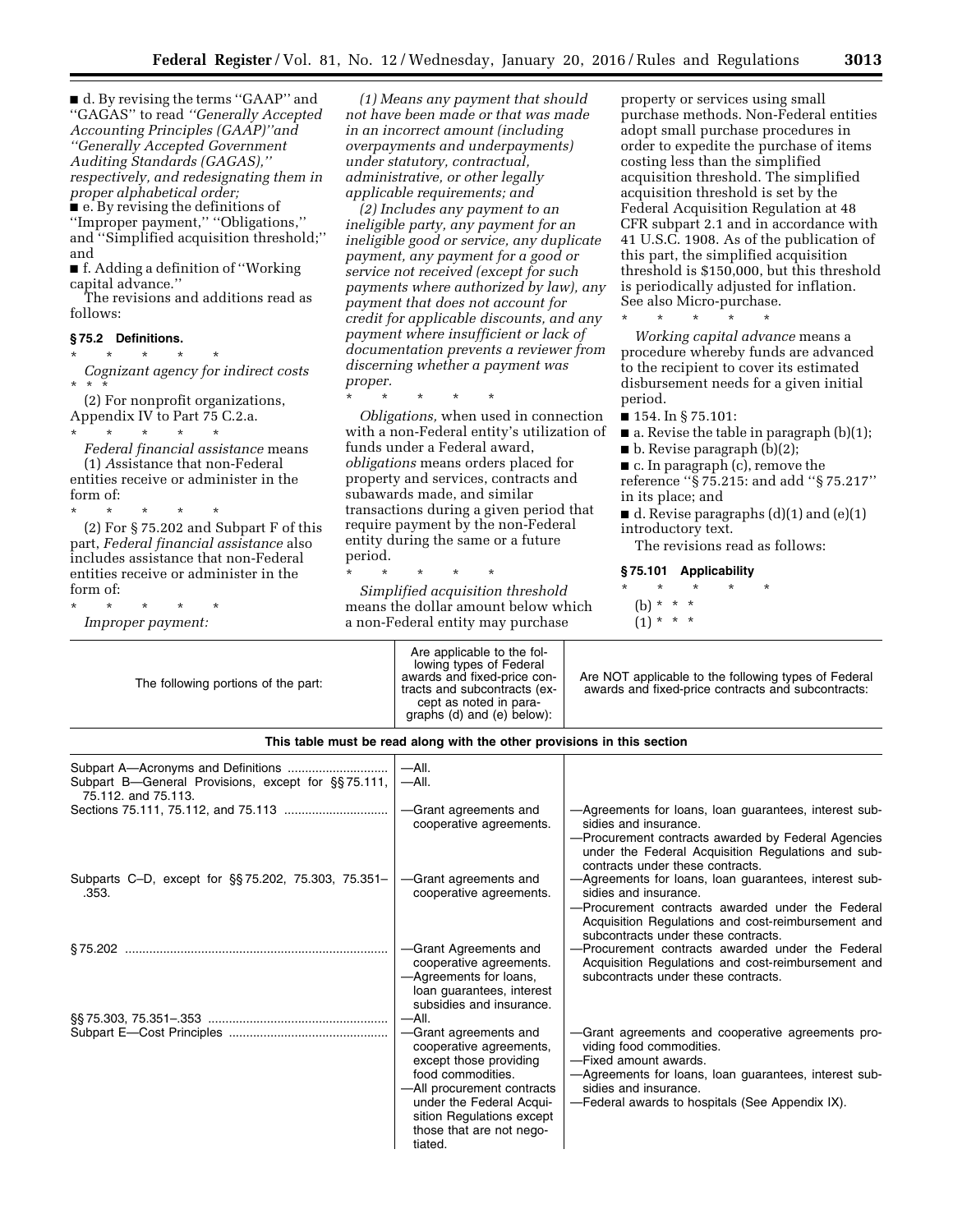■ d. By revising the terms "GAAP" and "GAGAS" to read *"Generally Accepted Accounting Principles (GAAP)" and "Generally Accepted Government Auditing Standards (GAGAS)," respectively, and redesignating them in proper alphabetical order;*

■ e. By revising the definitions of "Improper payment," "Obligations," and "Simplified acquisition threshold;" and

■ f. Adding a definition of "Working capital advance."

The revisions and additions read as follows:

### § 75.2 Definitions.

\* \* \* \* \*

*Cognizant agency for indirect costs* \* \* \*

(2) For nonprofit organizations, Appendix IV to Part 75 C.2.a.

\* \* \* \* \*

*Federal financial assistance* means (1) *A*ssistance that non-Federal entities receive or administer in the form of:

\* \* \* \* \*

(2) For § 75.202 and Subpart F of this part, *Federal financial assistance* also includes assistance that non-Federal entities receive or administer in the form of:

\* \* \* \* \*

*Improper payment:*

*(1) Means any payment that should not have been made or that was made in an incorrect amount (including overpayments and underpayments) under statutory, contractual, administrative, or other legally applicable requirements; and*

*(2) Includes any payment to an ineligible party, any payment for an ineligible good or service, any duplicate payment, any payment for a good or service not received (except for such payments where authorized by law), any payment that does not account for credit for applicable discounts, and any payment where insufficient or lack of documentation prevents a reviewer from discerning whether a payment was proper.*

\* \* \* \* \*

*Obligations,* when used in connection with a non-Federal entity's utilization of funds under a Federal award, *obligations* means orders placed for property and services, contracts and subawards made, and similar transactions during a given period that require payment by the non-Federal entity during the same or a future period.

\* \* \* \* \*

*Simplified acquisition threshold* means the dollar amount below which a non-Federal entity may purchase property or services using small purchase methods. Non-Federal entities adopt small purchase procedures in order to expedite the purchase of items costing less than the simplified acquisition threshold. The simplified acquisition threshold is set by the Federal Acquisition Regulation at 48 CFR subpart 2.1 and in accordance with 41 U.S.C. 1908. As of the publication of this part, the simplified acquisition threshold is $150,000, but this threshold is periodically adjusted for inflation. See also Micro-purchase.

\* \* \* \* \*

*Working capital advance* means a procedure whereby funds are advanced to the recipient to cover its estimated disbursement needs for a given initial period.

■ 154. In § 75.101:

■ a. Revise the table in paragraph (b)(1);

■ b. Revise paragraph (b)(2);

■ c. In paragraph (c), remove the reference "§ 75.215: and add "§ 75.217" in its place; and

■ d. Revise paragraphs (d)(1) and (e)(1) introductory text.

The revisions read as follows:

### § 75.101 Applicability

\* \* \* \* \*

(b) \* \* \*

(1) \* \* \*

| The following portions of the part: | Are applicable to the following types of Federal awards and fixed-price contracts and subcontracts (except as noted in paragraphs (d) and (e) below): | Are NOT applicable to the following types of Federal awards and fixed-price contracts and subcontracts: |
|---|---|---|
| **This table must be read along with the other provisions in this section** | | |
| Subpart A—Acronyms and Definitions | —All. | |
| Subpart B—General Provisions, except for §§ 75.111, 75.112. and 75.113. | —All. | |
| Sections 75.111, 75.112, and 75.113 | —Grant agreements and cooperative agreements. | —Agreements for loans, loan guarantees, interest subsidies and insurance.<br>—Procurement contracts awarded by Federal Agencies under the Federal Acquisition Regulations and subcontracts under these contracts. |
| Subparts C–D, except for §§ 75.202, 75.303, 75.351–.353. | —Grant agreements and cooperative agreements. | —Agreements for loans, loan guarantees, interest subsidies and insurance.<br>—Procurement contracts awarded under the Federal Acquisition Regulations and cost-reimbursement and subcontracts under these contracts. |
| § 75.202 | —Grant Agreements and cooperative agreements.<br>—Agreements for loans, loan guarantees, interest subsidies and insurance. | —Procurement contracts awarded under the Federal Acquisition Regulations and cost-reimbursement and subcontracts under these contracts. |
| §§ 75.303, 75.351–.353 | —All. | |
| Subpart E—Cost Principles | —Grant agreements and cooperative agreements, except those providing food commodities.<br>—All procurement contracts under the Federal Acquisition Regulations except those that are not negotiated. | —Grant agreements and cooperative agreements providing food commodities.<br>—Fixed amount awards.<br>—Agreements for loans, loan guarantees, interest subsidies and insurance.<br>—Federal awards to hospitals (See Appendix IX). |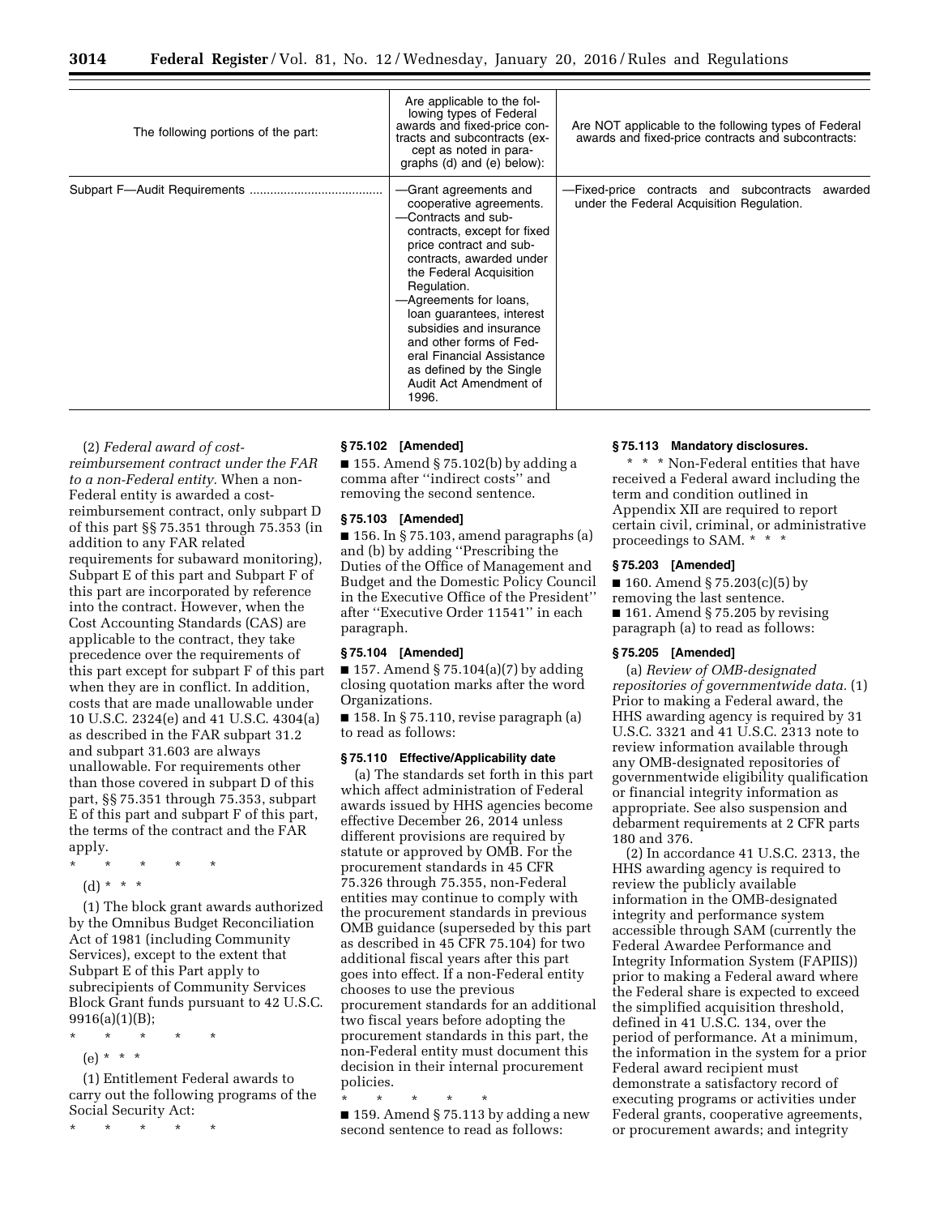| The following portions of the part: | Are applicable to the following types of Federal awards and fixed-price contracts and subcontracts (except as noted in paragraphs (d) and (e) below): | Are NOT applicable to the following types of Federal awards and fixed-price contracts and subcontracts: |
|---|---|---|
| Subpart F—Audit Requirements | —Grant agreements and cooperative agreements.<br>—Contracts and subcontracts, except for fixed price contract and subcontracts, awarded under the Federal Acquisition Regulation.<br>—Agreements for loans, loan guarantees, interest subsidies and insurance and other forms of Federal Financial Assistance as defined by the Single Audit Act Amendment of 1996. | —Fixed-price contracts and subcontracts awarded under the Federal Acquisition Regulation. |

(2) *Federal award of cost-reimbursement contract under the FAR to a non-Federal entity.* When a non-Federal entity is awarded a cost-reimbursement contract, only subpart D of this part §§ 75.351 through 75.353 (in addition to any FAR related requirements for subaward monitoring), Subpart E of this part and Subpart F of this part are incorporated by reference into the contract. However, when the Cost Accounting Standards (CAS) are applicable to the contract, they take precedence over the requirements of this part except for subpart F of this part when they are in conflict. In addition, costs that are made unallowable under 10 U.S.C. 2324(e) and 41 U.S.C. 4304(a) as described in the FAR subpart 31.2 and subpart 31.603 are always unallowable. For requirements other than those covered in subpart D of this part, §§ 75.351 through 75.353, subpart E of this part and subpart F of this part, the terms of the contract and the FAR apply.

\* \* \* \* \*

(d) \* \* \*

(1) The block grant awards authorized by the Omnibus Budget Reconciliation Act of 1981 (including Community Services), except to the extent that Subpart E of this Part apply to subrecipients of Community Services Block Grant funds pursuant to 42 U.S.C. 9916(a)(1)(B);

\* \* \* \* \*

(e) \* \* \*

(1) Entitlement Federal awards to carry out the following programs of the Social Security Act:

\* \* \* \* \*

**§ 75.102 [Amended]**

■ 155. Amend § 75.102(b) by adding a comma after ''indirect costs'' and removing the second sentence.

**§ 75.103 [Amended]**

■ 156. In § 75.103, amend paragraphs (a) and (b) by adding ''Prescribing the Duties of the Office of Management and Budget and the Domestic Policy Council in the Executive Office of the President'' after ''Executive Order 11541'' in each paragraph.

**§ 75.104 [Amended]**

■ 157. Amend § 75.104(a)(7) by adding closing quotation marks after the word Organizations.

■ 158. In § 75.110, revise paragraph (a) to read as follows:

**§ 75.110 Effective/Applicability date**

(a) The standards set forth in this part which affect administration of Federal awards issued by HHS agencies become effective December 26, 2014 unless different provisions are required by statute or approved by OMB. For the procurement standards in 45 CFR 75.326 through 75.355, non-Federal entities may continue to comply with the procurement standards in previous OMB guidance (superseded by this part as described in 45 CFR 75.104) for two additional fiscal years after this part goes into effect. If a non-Federal entity chooses to use the previous procurement standards for an additional two fiscal years before adopting the procurement standards in this part, the non-Federal entity must document this decision in their internal procurement policies.

\* \* \* \* \*

■ 159. Amend § 75.113 by adding a new second sentence to read as follows:

**§ 75.113 Mandatory disclosures.**

\* \* \* Non-Federal entities that have received a Federal award including the term and condition outlined in Appendix XII are required to report certain civil, criminal, or administrative proceedings to SAM. \* \* \*

**§ 75.203 [Amended]**

■ 160. Amend § 75.203(c)(5) by removing the last sentence.

■ 161. Amend § 75.205 by revising paragraph (a) to read as follows:

**§ 75.205 [Amended]**

(a) *Review of OMB-designated repositories of governmentwide data.* (1) Prior to making a Federal award, the HHS awarding agency is required by 31 U.S.C. 3321 and 41 U.S.C. 2313 note to review information available through any OMB-designated repositories of governmentwide eligibility qualification or financial integrity information as appropriate. See also suspension and debarment requirements at 2 CFR parts 180 and 376.

(2) In accordance 41 U.S.C. 2313, the HHS awarding agency is required to review the publicly available information in the OMB-designated integrity and performance system accessible through SAM (currently the Federal Awardee Performance and Integrity Information System (FAPIIS)) prior to making a Federal award where the Federal share is expected to exceed the simplified acquisition threshold, defined in 41 U.S.C. 134, over the period of performance. At a minimum, the information in the system for a prior Federal award recipient must demonstrate a satisfactory record of executing programs or activities under Federal grants, cooperative agreements, or procurement awards; and integrity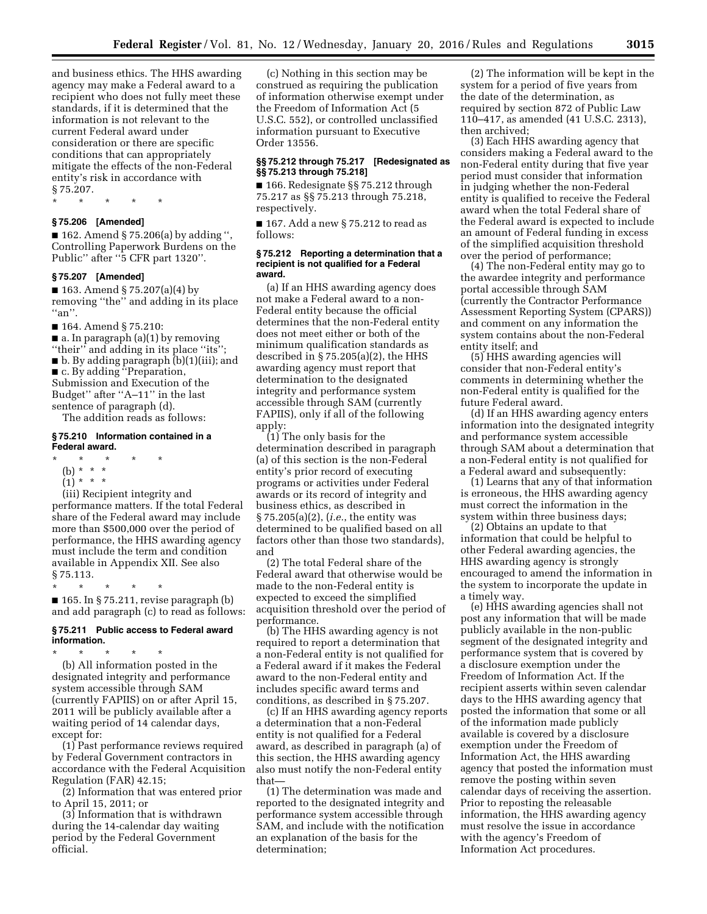and business ethics. The HHS awarding agency may make a Federal award to a recipient who does not fully meet these standards, if it is determined that the information is not relevant to the current Federal award under consideration or there are specific conditions that can appropriately mitigate the effects of the non-Federal entity's risk in accordance with § 75.207.

\* \* \* \* \*

**§ 75.206 [Amended]**

■ 162. Amend § 75.206(a) by adding '', Controlling Paperwork Burdens on the Public'' after ''5 CFR part 1320''.

**§ 75.207 [Amended]**

■ 163. Amend § 75.207(a)(4) by removing ''the'' and adding in its place ''an''.

■ 164. Amend § 75.210:

■ a. In paragraph (a)(1) by removing ''their'' and adding in its place ''its'';

■ b. By adding paragraph (b)(1)(iii); and

■ c. By adding ''Preparation, Submission and Execution of the Budget'' after ''A–11'' in the last sentence of paragraph (d).

The addition reads as follows:

**§ 75.210 Information contained in a Federal award.**

\* \* \* \* \*

(b) \* \* \*

(1) \* \* \*

(iii) Recipient integrity and performance matters. If the total Federal share of the Federal award may include more than $500,000 over the period of performance, the HHS awarding agency must include the term and condition available in Appendix XII. See also § 75.113.

\* \* \* \* \*

■ 165. In § 75.211, revise paragraph (b) and add paragraph (c) to read as follows:

**§ 75.211 Public access to Federal award information.**

\* \* \* \* \*

(b) All information posted in the designated integrity and performance system accessible through SAM (currently FAPIIS) on or after April 15, 2011 will be publicly available after a waiting period of 14 calendar days, except for:

(1) Past performance reviews required by Federal Government contractors in accordance with the Federal Acquisition Regulation (FAR) 42.15;

(2) Information that was entered prior to April 15, 2011; or

(3) Information that is withdrawn during the 14-calendar day waiting period by the Federal Government official.

(c) Nothing in this section may be construed as requiring the publication of information otherwise exempt under the Freedom of Information Act (5 U.S.C. 552), or controlled unclassified information pursuant to Executive Order 13556.

**§§ 75.212 through 75.217 [Redesignated as §§ 75.213 through 75.218]**

■ 166. Redesignate §§ 75.212 through 75.217 as §§ 75.213 through 75.218, respectively.

■ 167. Add a new § 75.212 to read as follows:

**§ 75.212 Reporting a determination that a recipient is not qualified for a Federal award.**

(a) If an HHS awarding agency does not make a Federal award to a non-Federal entity because the official determines that the non-Federal entity does not meet either or both of the minimum qualification standards as described in § 75.205(a)(2), the HHS awarding agency must report that determination to the designated integrity and performance system accessible through SAM (currently FAPIIS), only if all of the following apply:

(1) The only basis for the determination described in paragraph (a) of this section is the non-Federal entity's prior record of executing programs or activities under Federal awards or its record of integrity and business ethics, as described in § 75.205(a)(2), (*i.e.*, the entity was determined to be qualified based on all factors other than those two standards), and

(2) The total Federal share of the Federal award that otherwise would be made to the non-Federal entity is expected to exceed the simplified acquisition threshold over the period of performance.

(b) The HHS awarding agency is not required to report a determination that a non-Federal entity is not qualified for a Federal award if it makes the Federal award to the non-Federal entity and includes specific award terms and conditions, as described in § 75.207.

(c) If an HHS awarding agency reports a determination that a non-Federal entity is not qualified for a Federal award, as described in paragraph (a) of this section, the HHS awarding agency also must notify the non-Federal entity that—

(1) The determination was made and reported to the designated integrity and performance system accessible through SAM, and include with the notification an explanation of the basis for the determination;

(2) The information will be kept in the system for a period of five years from the date of the determination, as required by section 872 of Public Law 110–417, as amended (41 U.S.C. 2313), then archived;

(3) Each HHS awarding agency that considers making a Federal award to the non-Federal entity during that five year period must consider that information in judging whether the non-Federal entity is qualified to receive the Federal award when the total Federal share of the Federal award is expected to include an amount of Federal funding in excess of the simplified acquisition threshold over the period of performance;

(4) The non-Federal entity may go to the awardee integrity and performance portal accessible through SAM (currently the Contractor Performance Assessment Reporting System (CPARS)) and comment on any information the system contains about the non-Federal entity itself; and

(5) HHS awarding agencies will consider that non-Federal entity's comments in determining whether the non-Federal entity is qualified for the future Federal award.

(d) If an HHS awarding agency enters information into the designated integrity and performance system accessible through SAM about a determination that a non-Federal entity is not qualified for a Federal award and subsequently:

(1) Learns that any of that information is erroneous, the HHS awarding agency must correct the information in the system within three business days;

(2) Obtains an update to that information that could be helpful to other Federal awarding agencies, the HHS awarding agency is strongly encouraged to amend the information in the system to incorporate the update in a timely way.

(e) HHS awarding agencies shall not post any information that will be made publicly available in the non-public segment of the designated integrity and performance system that is covered by a disclosure exemption under the Freedom of Information Act. If the recipient asserts within seven calendar days to the HHS awarding agency that posted the information that some or all of the information made publicly available is covered by a disclosure exemption under the Freedom of Information Act, the HHS awarding agency that posted the information must remove the posting within seven calendar days of receiving the assertion. Prior to reposting the releasable information, the HHS awarding agency must resolve the issue in accordance with the agency's Freedom of Information Act procedures.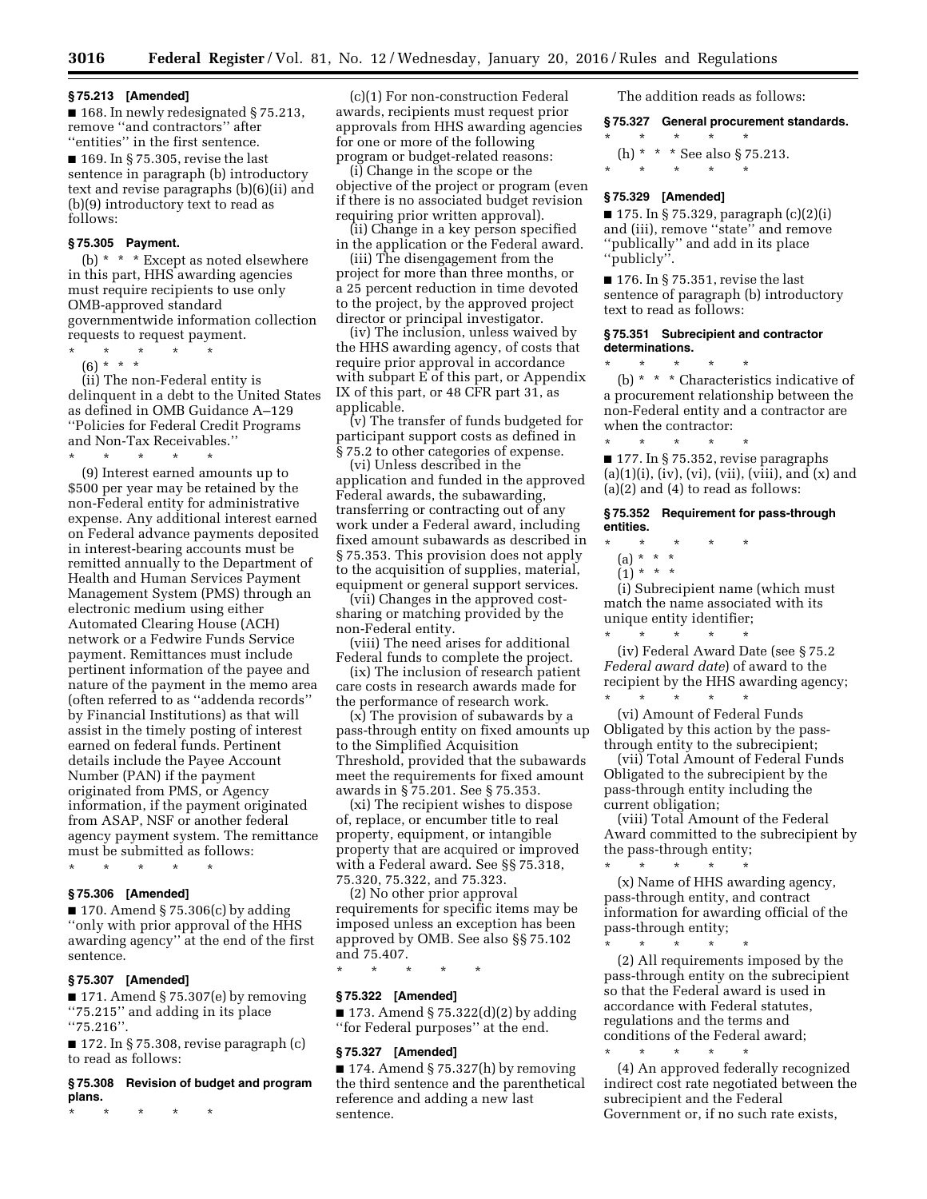**§ 75.213 [Amended]**

■ 168. In newly redesignated § 75.213, remove ''and contractors'' after ''entities'' in the first sentence.

■ 169. In § 75.305, revise the last sentence in paragraph (b) introductory text and revise paragraphs (b)(6)(ii) and (b)(9) introductory text to read as follows:

**§ 75.305 Payment.**

(b) * * * Except as noted elsewhere in this part, HHS awarding agencies must require recipients to use only OMB-approved standard governmentwide information collection requests to request payment.

\* \* \* \* \*

(6) * * *

(ii) The non-Federal entity is delinquent in a debt to the United States as defined in OMB Guidance A–129 ''Policies for Federal Credit Programs and Non-Tax Receivables.''

\* \* \* \* \*

(9) Interest earned amounts up to $500 per year may be retained by the non-Federal entity for administrative expense. Any additional interest earned on Federal advance payments deposited in interest-bearing accounts must be remitted annually to the Department of Health and Human Services Payment Management System (PMS) through an electronic medium using either Automated Clearing House (ACH) network or a Fedwire Funds Service payment. Remittances must include pertinent information of the payee and nature of the payment in the memo area (often referred to as ''addenda records'' by Financial Institutions) as that will assist in the timely posting of interest earned on federal funds. Pertinent details include the Payee Account Number (PAN) if the payment originated from PMS, or Agency information, if the payment originated from ASAP, NSF or another federal agency payment system. The remittance must be submitted as follows:

\* \* \* \* \*

**§ 75.306 [Amended]**

■ 170. Amend § 75.306(c) by adding ''only with prior approval of the HHS awarding agency'' at the end of the first sentence.

**§ 75.307 [Amended]**

■ 171. Amend § 75.307(e) by removing ''75.215'' and adding in its place ''75.216''.

■ 172. In § 75.308, revise paragraph (c) to read as follows:

**§ 75.308 Revision of budget and program plans.**

\* \* \* \* \*

(c)(1) For non-construction Federal awards, recipients must request prior approvals from HHS awarding agencies for one or more of the following program or budget-related reasons:

(i) Change in the scope or the objective of the project or program (even if there is no associated budget revision requiring prior written approval).

(ii) Change in a key person specified in the application or the Federal award.

(iii) The disengagement from the project for more than three months, or a 25 percent reduction in time devoted to the project, by the approved project director or principal investigator.

(iv) The inclusion, unless waived by the HHS awarding agency, of costs that require prior approval in accordance with subpart E of this part, or Appendix IX of this part, or 48 CFR part 31, as applicable.

(v) The transfer of funds budgeted for participant support costs as defined in § 75.2 to other categories of expense.

(vi) Unless described in the application and funded in the approved Federal awards, the subawarding, transferring or contracting out of any work under a Federal award, including fixed amount subawards as described in § 75.353. This provision does not apply to the acquisition of supplies, material, equipment or general support services.

(vii) Changes in the approved cost-sharing or matching provided by the non-Federal entity.

(viii) The need arises for additional Federal funds to complete the project.

(ix) The inclusion of research patient care costs in research awards made for the performance of research work.

(x) The provision of subawards by a pass-through entity on fixed amounts up to the Simplified Acquisition Threshold, provided that the subawards meet the requirements for fixed amount awards in § 75.201. See § 75.353.

(xi) The recipient wishes to dispose of, replace, or encumber title to real property, equipment, or intangible property that are acquired or improved with a Federal award. See §§ 75.318, 75.320, 75.322, and 75.323.

(2) No other prior approval requirements for specific items may be imposed unless an exception has been approved by OMB. See also §§ 75.102 and 75.407.

\* \* \* \* \*

**§ 75.322 [Amended]**

■ 173. Amend § 75.322(d)(2) by adding ''for Federal purposes'' at the end.

**§ 75.327 [Amended]**

■ 174. Amend § 75.327(h) by removing the third sentence and the parenthetical reference and adding a new last sentence.

The addition reads as follows:

**§ 75.327 General procurement standards.**

\* \* \* \* \*

(h) * * * See also § 75.213.

\* \* \* \* \*

**§ 75.329 [Amended]**

■ 175. In § 75.329, paragraph (c)(2)(i) and (iii), remove ''state'' and remove ''publically'' and add in its place ''publicly''.

■ 176. In § 75.351, revise the last sentence of paragraph (b) introductory text to read as follows:

**§ 75.351 Subrecipient and contractor determinations.**

\* \* \* \* \*

(b) * * * Characteristics indicative of a procurement relationship between the non-Federal entity and a contractor are when the contractor:

\* \* \* \* \*

■ 177. In § 75.352, revise paragraphs (a)(1)(i), (iv), (vi), (vii), (viii), and (x) and (a)(2) and (4) to read as follows:

**§ 75.352 Requirement for pass-through entities.**

\* \* \* \* \*

(a) * * *

(1) * * *

(i) Subrecipient name (which must match the name associated with its unique entity identifier;

\* \* \* \* \*

(iv) Federal Award Date (see § 75.2 *Federal award date*) of award to the recipient by the HHS awarding agency;

\* \* \* \* \*

(vi) Amount of Federal Funds Obligated by this action by the pass-through entity to the subrecipient;

(vii) Total Amount of Federal Funds Obligated to the subrecipient by the pass-through entity including the current obligation;

(viii) Total Amount of the Federal Award committed to the subrecipient by the pass-through entity;

\* \* \* \* \*

(x) Name of HHS awarding agency, pass-through entity, and contract information for awarding official of the pass-through entity;

\* \* \* \* \*

(2) All requirements imposed by the pass-through entity on the subrecipient so that the Federal award is used in accordance with Federal statutes, regulations and the terms and conditions of the Federal award;

\* \* \* \* \*

(4) An approved federally recognized indirect cost rate negotiated between the subrecipient and the Federal Government or, if no such rate exists,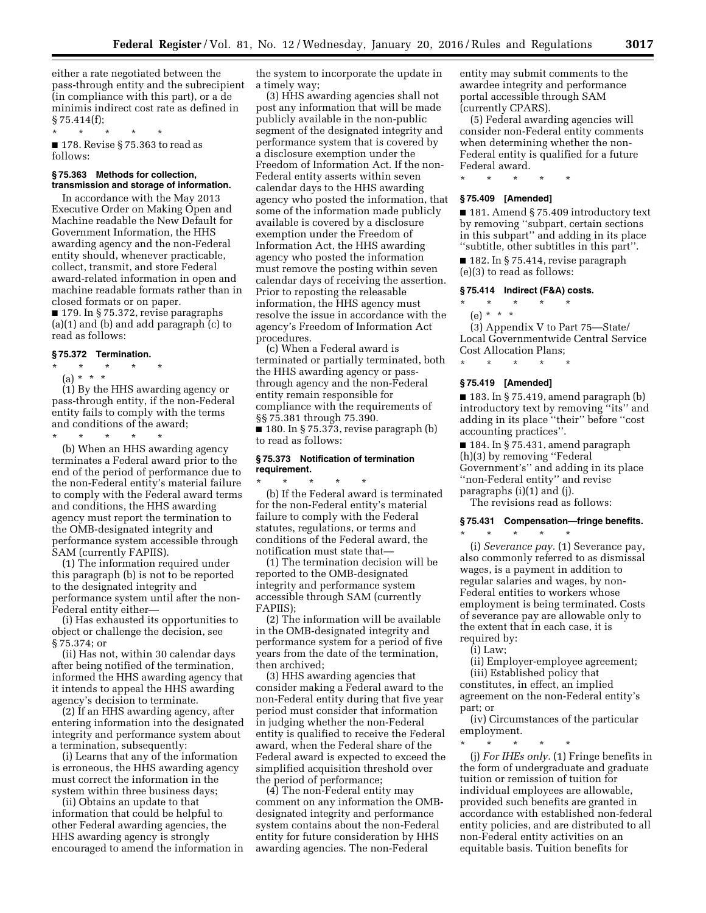either a rate negotiated between the pass-through entity and the subrecipient (in compliance with this part), or a de minimis indirect cost rate as defined in § 75.414(f);

\* \* \* \* \*

■ 178. Revise § 75.363 to read as follows:

### § 75.363 Methods for collection, transmission and storage of information.

In accordance with the May 2013 Executive Order on Making Open and Machine readable the New Default for Government Information, the HHS awarding agency and the non-Federal entity should, whenever practicable, collect, transmit, and store Federal award-related information in open and machine readable formats rather than in closed formats or on paper.

■ 179. In § 75.372, revise paragraphs (a)(1) and (b) and add paragraph (c) to read as follows:

### § 75.372 Termination.

\* \* \* \* \*

(a) \* \* \*

(1) By the HHS awarding agency or pass-through entity, if the non-Federal entity fails to comply with the terms and conditions of the award;

\* \* \* \* \*

(b) When an HHS awarding agency terminates a Federal award prior to the end of the period of performance due to the non-Federal entity's material failure to comply with the Federal award terms and conditions, the HHS awarding agency must report the termination to the OMB-designated integrity and performance system accessible through SAM (currently FAPIIS).

(1) The information required under this paragraph (b) is not to be reported to the designated integrity and performance system until after the non-Federal entity either—

(i) Has exhausted its opportunities to object or challenge the decision, see § 75.374; or

(ii) Has not, within 30 calendar days after being notified of the termination, informed the HHS awarding agency that it intends to appeal the HHS awarding agency's decision to terminate.

(2) If an HHS awarding agency, after entering information into the designated integrity and performance system about a termination, subsequently:

(i) Learns that any of the information is erroneous, the HHS awarding agency must correct the information in the system within three business days;

(ii) Obtains an update to that information that could be helpful to other Federal awarding agencies, the HHS awarding agency is strongly encouraged to amend the information in the system to incorporate the update in a timely way;

(3) HHS awarding agencies shall not post any information that will be made publicly available in the non-public segment of the designated integrity and performance system that is covered by a disclosure exemption under the Freedom of Information Act. If the non-Federal entity asserts within seven calendar days to the HHS awarding agency who posted the information, that some of the information made publicly available is covered by a disclosure exemption under the Freedom of Information Act, the HHS awarding agency who posted the information must remove the posting within seven calendar days of receiving the assertion. Prior to reposting the releasable information, the HHS agency must resolve the issue in accordance with the agency's Freedom of Information Act procedures.

(c) When a Federal award is terminated or partially terminated, both the HHS awarding agency or pass-through agency and the non-Federal entity remain responsible for compliance with the requirements of §§ 75.381 through 75.390.

■ 180. In § 75.373, revise paragraph (b) to read as follows:

### § 75.373 Notification of termination requirement.

\* \* \* \* \*

(b) If the Federal award is terminated for the non-Federal entity's material failure to comply with the Federal statutes, regulations, or terms and conditions of the Federal award, the notification must state that—

(1) The termination decision will be reported to the OMB-designated integrity and performance system accessible through SAM (currently FAPIIS);

(2) The information will be available in the OMB-designated integrity and performance system for a period of five years from the date of the termination, then archived;

(3) HHS awarding agencies that consider making a Federal award to the non-Federal entity during that five year period must consider that information in judging whether the non-Federal entity is qualified to receive the Federal award, when the Federal share of the Federal award is expected to exceed the simplified acquisition threshold over the period of performance;

(4) The non-Federal entity may comment on any information the OMB-designated integrity and performance system contains about the non-Federal entity for future consideration by HHS awarding agencies. The non-Federal entity may submit comments to the awardee integrity and performance portal accessible through SAM (currently CPARS).

(5) Federal awarding agencies will consider non-Federal entity comments when determining whether the non-Federal entity is qualified for a future Federal award.

\* \* \* \* \*

### § 75.409 [Amended]

■ 181. Amend § 75.409 introductory text by removing ''subpart, certain sections in this subpart'' and adding in its place ''subtitle, other subtitles in this part''.

■ 182. In § 75.414, revise paragraph (e)(3) to read as follows:

### § 75.414 Indirect (F&A) costs.

\* \* \* \* \*

(e) \* \* \*

(3) Appendix V to Part 75—State/Local Governmentwide Central Service Cost Allocation Plans;

\* \* \* \* \*

### § 75.419 [Amended]

■ 183. In § 75.419, amend paragraph (b) introductory text by removing ''its'' and adding in its place ''their'' before ''cost accounting practices''.

■ 184. In § 75.431, amend paragraph (h)(3) by removing ''Federal Government's'' and adding in its place ''non-Federal entity'' and revise paragraphs (i)(1) and (j).

The revisions read as follows:

### § 75.431 Compensation—fringe benefits.

\* \* \* \* \*

(i) *Severance pay.* (1) Severance pay, also commonly referred to as dismissal wages, is a payment in addition to regular salaries and wages, by non-Federal entities to workers whose employment is being terminated. Costs of severance pay are allowable only to the extent that in each case, it is required by:

(i) Law;

(ii) Employer-employee agreement;

(iii) Established policy that constitutes, in effect, an implied agreement on the non-Federal entity's part; or

(iv) Circumstances of the particular employment.

\* \* \* \* \*

(j) *For IHEs only.* (1) Fringe benefits in the form of undergraduate and graduate tuition or remission of tuition for individual employees are allowable, provided such benefits are granted in accordance with established non-federal entity policies, and are distributed to all non-Federal entity activities on an equitable basis. Tuition benefits for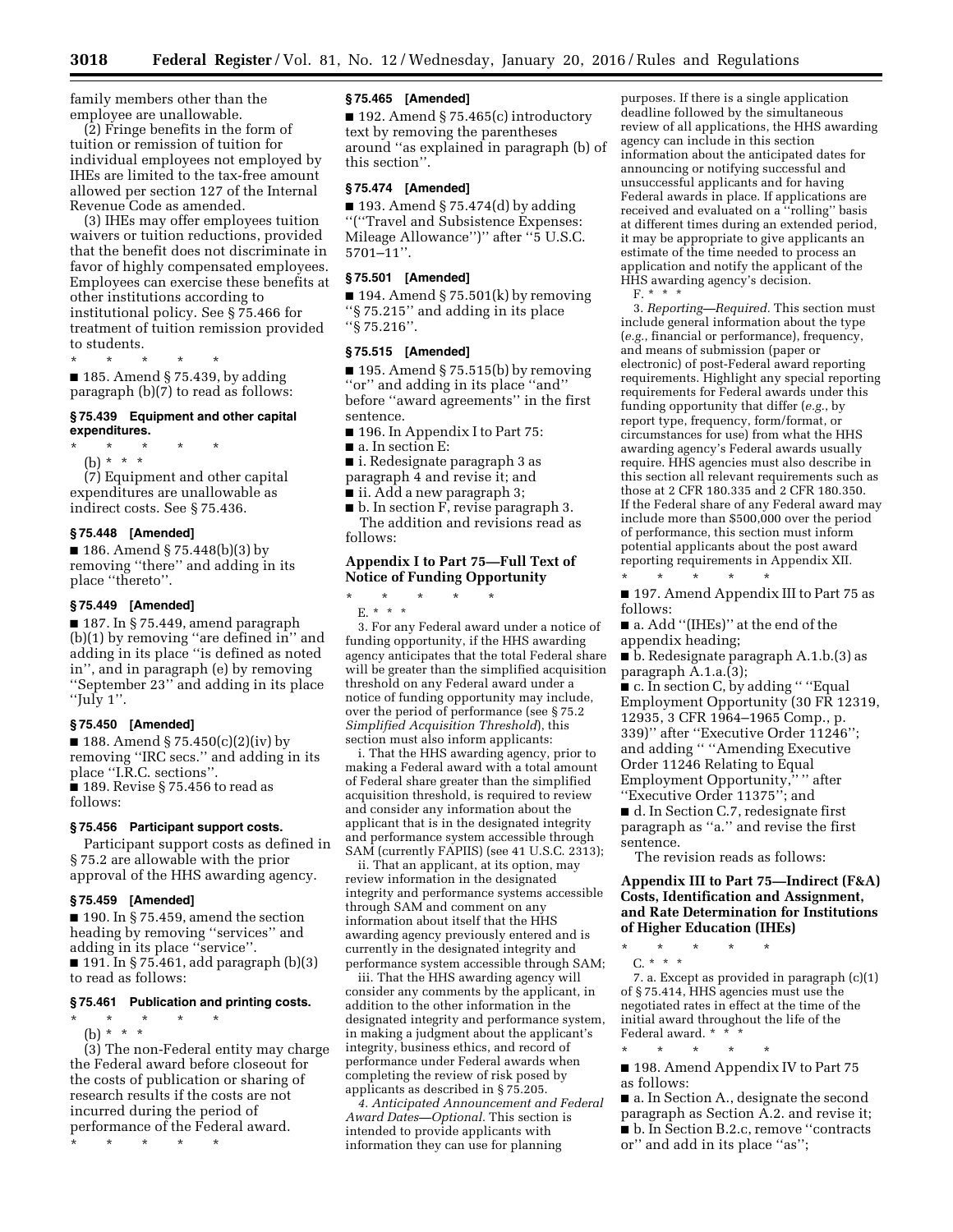family members other than the employee are unallowable.

(2) Fringe benefits in the form of tuition or remission of tuition for individual employees not employed by IHEs are limited to the tax-free amount allowed per section 127 of the Internal Revenue Code as amended.

(3) IHEs may offer employees tuition waivers or tuition reductions, provided that the benefit does not discriminate in favor of highly compensated employees. Employees can exercise these benefits at other institutions according to institutional policy. See § 75.466 for treatment of tuition remission provided to students.

\* \* \* \* \*

■ 185. Amend § 75.439, by adding paragraph (b)(7) to read as follows:

### § 75.439 Equipment and other capital expenditures.

\* \* \* \* \*

(b) \* \* \*

(7) Equipment and other capital expenditures are unallowable as indirect costs. See § 75.436.

### § 75.448 [Amended]

■ 186. Amend § 75.448(b)(3) by removing "there" and adding in its place "thereto".

### § 75.449 [Amended]

■ 187. In § 75.449, amend paragraph (b)(1) by removing "are defined in" and adding in its place "is defined as noted in", and in paragraph (e) by removing "September 23" and adding in its place "July 1".

### § 75.450 [Amended]

■ 188. Amend § 75.450(c)(2)(iv) by removing "IRC secs." and adding in its place "I.R.C. sections".

■ 189. Revise § 75.456 to read as follows:

### § 75.456 Participant support costs.

Participant support costs as defined in § 75.2 are allowable with the prior approval of the HHS awarding agency.

### § 75.459 [Amended]

■ 190. In § 75.459, amend the section heading by removing "services" and adding in its place "service".

■ 191. In § 75.461, add paragraph (b)(3) to read as follows:

### § 75.461 Publication and printing costs.

\* \* \* \* \*

(b) \* \* \*

(3) The non-Federal entity may charge the Federal award before closeout for the costs of publication or sharing of research results if the costs are not incurred during the period of performance of the Federal award.

\* \* \* \* \*

### § 75.465 [Amended]

■ 192. Amend § 75.465(c) introductory text by removing the parentheses around "as explained in paragraph (b) of this section".

### § 75.474 [Amended]

■ 193. Amend § 75.474(d) by adding "("Travel and Subsistence Expenses: Mileage Allowance")" after "5 U.S.C. 5701–11".

### § 75.501 [Amended]

■ 194. Amend § 75.501(k) by removing "§ 75.215" and adding in its place "§ 75.216".

### § 75.515 [Amended]

■ 195. Amend § 75.515(b) by removing "or" and adding in its place "and" before "award agreements" in the first sentence.

■ 196. In Appendix I to Part 75:

■ a. In section E:

■ i. Redesignate paragraph 3 as paragraph 4 and revise it; and

■ ii. Add a new paragraph 3;

■ b. In section F, revise paragraph 3.

The addition and revisions read as follows:

## Appendix I to Part 75—Full Text of Notice of Funding Opportunity

\* \* \* \* \*

E. \* \* \*

3. For any Federal award under a notice of funding opportunity, if the HHS awarding agency anticipates that the total Federal share will be greater than the simplified acquisition threshold on any Federal award under a notice of funding opportunity may include, over the period of performance (see § 75.2 *Simplified Acquisition Threshold*), this section must also inform applicants:

i. That the HHS awarding agency, prior to making a Federal award with a total amount of Federal share greater than the simplified acquisition threshold, is required to review and consider any information about the applicant that is in the designated integrity and performance system accessible through SAM (currently FAPIIS) (see 41 U.S.C. 2313);

ii. That an applicant, at its option, may review information in the designated integrity and performance systems accessible through SAM and comment on any information about itself that the HHS awarding agency previously entered and is currently in the designated integrity and performance system accessible through SAM;

iii. That the HHS awarding agency will consider any comments by the applicant, in addition to the other information in the designated integrity and performance system, in making a judgment about the applicant's integrity, business ethics, and record of performance under Federal awards when completing the review of risk posed by applicants as described in § 75.205.

*4. Anticipated Announcement and Federal Award Dates—Optional.* This section is intended to provide applicants with information they can use for planning purposes. If there is a single application deadline followed by the simultaneous review of all applications, the HHS awarding agency can include in this section information about the anticipated dates for announcing or notifying successful and unsuccessful applicants and for having Federal awards in place. If applications are received and evaluated on a "rolling" basis at different times during an extended period, it may be appropriate to give applicants an estimate of the time needed to process an application and notify the applicant of the HHS awarding agency's decision.

F. \* \* \*

3. *Reporting—Required.* This section must include general information about the type (*e.g.*, financial or performance), frequency, and means of submission (paper or electronic) of post-Federal award reporting requirements. Highlight any special reporting requirements for Federal awards under this funding opportunity that differ (*e.g.*, by report type, frequency, form/format, or circumstances for use) from what the HHS awarding agency's Federal awards usually require. HHS agencies must also describe in this section all relevant requirements such as those at 2 CFR 180.335 and 2 CFR 180.350. If the Federal share of any Federal award may include more than $500,000 over the period of performance, this section must inform potential applicants about the post award reporting requirements in Appendix XII.

\* \* \* \* \*

■ 197. Amend Appendix III to Part 75 as follows:

■ a. Add "(IHEs)" at the end of the appendix heading;

■ b. Redesignate paragraph A.1.b.(3) as paragraph A.1.a.(3);

■ c. In section C, by adding " "Equal Employment Opportunity (30 FR 12319, 12935, 3 CFR 1964–1965 Comp., p. 339)" after "Executive Order 11246"; and adding " "Amending Executive Order 11246 Relating to Equal Employment Opportunity," " after "Executive Order 11375"; and

■ d. In Section C.7, redesignate first paragraph as "a." and revise the first sentence.

The revision reads as follows:

## Appendix III to Part 75—Indirect (F&A) Costs, Identification and Assignment, and Rate Determination for Institutions of Higher Education (IHEs)

\* \* \* \* \*

C. \* \* \*

7. a. Except as provided in paragraph (c)(1) of § 75.414, HHS agencies must use the negotiated rates in effect at the time of the initial award throughout the life of the Federal award. \* \* \*

\* \* \* \* \*

■ 198. Amend Appendix IV to Part 75 as follows:

■ a. In Section A., designate the second paragraph as Section A.2. and revise it;

■ b. In Section B.2.c, remove "contracts or" and add in its place "as";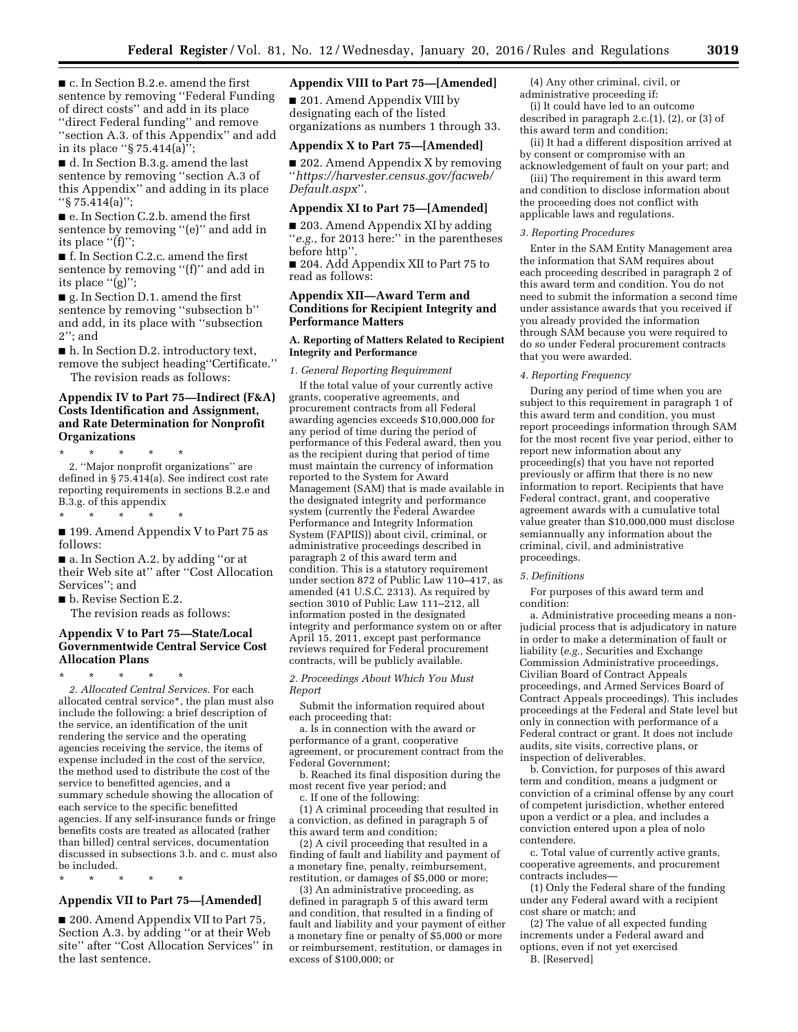■ c. In Section B.2.e. amend the first sentence by removing ''Federal Funding of direct costs'' and add in its place ''direct Federal funding'' and remove ''section A.3. of this Appendix'' and add in its place ''§ 75.414(a)'';

■ d. In Section B.3.g. amend the last sentence by removing ''section A.3 of this Appendix'' and adding in its place ''§ 75.414(a)'';

■ e. In Section C.2.b. amend the first sentence by removing ''(e)'' and add in its place ''(f)'';

■ f. In Section C.2.c. amend the first sentence by removing ''(f)'' and add in its place ''(g)'';

■ g. In Section D.1. amend the first sentence by removing ''subsection b'' and add, in its place with ''subsection 2''; and

■ h. In Section D.2. introductory text, remove the subject heading''Certificate.''

The revision reads as follows:

## Appendix IV to Part 75—Indirect (F&A) Costs Identification and Assignment, and Rate Determination for Nonprofit Organizations

\* \* \* \* \*

2. ''Major nonprofit organizations'' are defined in § 75.414(a). See indirect cost rate reporting requirements in sections B.2.e and B.3.g. of this appendix

\* \* \* \* \*

■ 199. Amend Appendix V to Part 75 as follows:

■ a. In Section A.2. by adding ''or at their Web site at'' after ''Cost Allocation Services''; and

■ b. Revise Section E.2.

The revision reads as follows:

## Appendix V to Part 75—State/Local Governmentwide Central Service Cost Allocation Plans

\* \* \* \* \*

*2. Allocated Central Services.* For each allocated central service\*, the plan must also include the following: a brief description of the service, an identification of the unit rendering the service and the operating agencies receiving the service, the items of expense included in the cost of the service, the method used to distribute the cost of the service to benefitted agencies, and a summary schedule showing the allocation of each service to the specific benefitted agencies. If any self-insurance funds or fringe benefits costs are treated as allocated (rather than billed) central services, documentation discussed in subsections 3.b. and c. must also be included.

\* \* \* \* \*

## Appendix VII to Part 75—[Amended]

■ 200. Amend Appendix VII to Part 75, Section A.3. by adding ''or at their Web site'' after ''Cost Allocation Services'' in the last sentence.

## Appendix VIII to Part 75—[Amended]

■ 201. Amend Appendix VIII by designating each of the listed organizations as numbers 1 through 33.

## Appendix X to Part 75—[Amended]

■ 202. Amend Appendix X by removing ''*https://harvester.census.gov/facweb/Default.aspx*''.

## Appendix XI to Part 75—[Amended]

■ 203. Amend Appendix XI by adding ''*e.g.,* for 2013 here:'' in the parentheses before http''.

■ 204. Add Appendix XII to Part 75 to read as follows:

## Appendix XII—Award Term and Conditions for Recipient Integrity and Performance Matters

### A. Reporting of Matters Related to Recipient Integrity and Performance

*1. General Reporting Requirement*

If the total value of your currently active grants, cooperative agreements, and procurement contracts from all Federal awarding agencies exceeds $10,000,000 for any period of time during the period of performance of this Federal award, then you as the recipient during that period of time must maintain the currency of information reported to the System for Award Management (SAM) that is made available in the designated integrity and performance system (currently the Federal Awardee Performance and Integrity Information System (FAPIIS)) about civil, criminal, or administrative proceedings described in paragraph 2 of this award term and condition. This is a statutory requirement under section 872 of Public Law 110–417, as amended (41 U.S.C. 2313). As required by section 3010 of Public Law 111–212, all information posted in the designated integrity and performance system on or after April 15, 2011, except past performance reviews required for Federal procurement contracts, will be publicly available.

*2. Proceedings About Which You Must Report*

Submit the information required about each proceeding that:

a. Is in connection with the award or performance of a grant, cooperative agreement, or procurement contract from the Federal Government;

b. Reached its final disposition during the most recent five year period; and

c. If one of the following:

(1) A criminal proceeding that resulted in a conviction, as defined in paragraph 5 of this award term and condition;

(2) A civil proceeding that resulted in a finding of fault and liability and payment of a monetary fine, penalty, reimbursement, restitution, or damages of $5,000 or more;

(3) An administrative proceeding, as defined in paragraph 5 of this award term and condition, that resulted in a finding of fault and liability and your payment of either a monetary fine or penalty of $5,000 or more or reimbursement, restitution, or damages in excess of $100,000; or

(4) Any other criminal, civil, or administrative proceeding if:

(i) It could have led to an outcome described in paragraph 2.c.(1), (2), or (3) of this award term and condition;

(ii) It had a different disposition arrived at by consent or compromise with an acknowledgement of fault on your part; and

(iii) The requirement in this award term and condition to disclose information about the proceeding does not conflict with applicable laws and regulations.

*3. Reporting Procedures*

Enter in the SAM Entity Management area the information that SAM requires about each proceeding described in paragraph 2 of this award term and condition. You do not need to submit the information a second time under assistance awards that you received if you already provided the information through SAM because you were required to do so under Federal procurement contracts that you were awarded.

*4. Reporting Frequency*

During any period of time when you are subject to this requirement in paragraph 1 of this award term and condition, you must report proceedings information through SAM for the most recent five year period, either to report new information about any proceeding(s) that you have not reported previously or affirm that there is no new information to report. Recipients that have Federal contract, grant, and cooperative agreement awards with a cumulative total value greater than $10,000,000 must disclose semiannually any information about the criminal, civil, and administrative proceedings.

*5. Definitions*

For purposes of this award term and condition:

a. Administrative proceeding means a non-judicial process that is adjudicatory in nature in order to make a determination of fault or liability (*e.g.,* Securities and Exchange Commission Administrative proceedings, Civilian Board of Contract Appeals proceedings, and Armed Services Board of Contract Appeals proceedings). This includes proceedings at the Federal and State level but only in connection with performance of a Federal contract or grant. It does not include audits, site visits, corrective plans, or inspection of deliverables.

b. Conviction, for purposes of this award term and condition, means a judgment or conviction of a criminal offense by any court of competent jurisdiction, whether entered upon a verdict or a plea, and includes a conviction entered upon a plea of nolo contendere.

c. Total value of currently active grants, cooperative agreements, and procurement contracts includes—

(1) Only the Federal share of the funding under any Federal award with a recipient cost share or match; and

(2) The value of all expected funding increments under a Federal award and options, even if not yet exercised

B. [Reserved]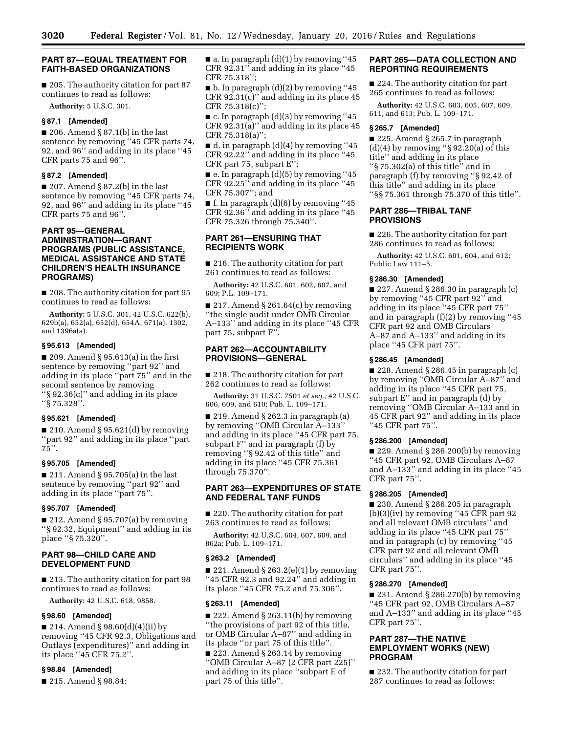## PART 87—EQUAL TREATMENT FOR FAITH-BASED ORGANIZATIONS

■ 205. The authority citation for part 87 continues to read as follows:

**Authority:** 5 U.S.C. 301.

### § 87.1 [Amended]

■ 206. Amend § 87.1(b) in the last sentence by removing ''45 CFR parts 74, 92, and 96'' and adding in its place ''45 CFR parts 75 and 96''.

### § 87.2 [Amended]

■ 207. Amend § 87.2(b) in the last sentence by removing ''45 CFR parts 74, 92, and 96'' and adding in its place ''45 CFR parts 75 and 96''.

## PART 95—GENERAL ADMINISTRATION—GRANT PROGRAMS (PUBLIC ASSISTANCE, MEDICAL ASSISTANCE AND STATE CHILDREN'S HEALTH INSURANCE PROGRAMS)

■ 208. The authority citation for part 95 continues to read as follows:

**Authority:** 5 U.S.C. 301, 42 U.S.C. 622(b), 629b(a), 652(a), 652(d), 654A, 671(a), 1302, and 1396a(a).

### § 95.613 [Amended]

■ 209. Amend § 95.613(a) in the first sentence by removing ''part 92'' and adding in its place ''part 75'' and in the second sentence by removing ''§ 92.36(c)'' and adding in its place ''§ 75.328''.

### § 95.621 [Amended]

■ 210. Amend § 95.621(d) by removing ''part 92'' and adding in its place ''part 75''.

### § 95.705 [Amended]

■ 211. Amend § 95.705(a) in the last sentence by removing ''part 92'' and adding in its place ''part 75''.

### § 95.707 [Amended]

■ 212. Amend § 95.707(a) by removing ''§ 92.32, Equipment'' and adding in its place ''§ 75.320''.

## PART 98—CHILD CARE AND DEVELOPMENT FUND

■ 213. The authority citation for part 98 continues to read as follows:

**Authority:** 42 U.S.C. 618, 9858.

### § 98.60 [Amended]

■ 214. Amend § 98.60(d)(4)(ii) by removing ''45 CFR 92.3, Obligations and Outlays (expenditures)'' and adding in its place ''45 CFR 75.2''.

### § 98.84 [Amended]

■ 215. Amend § 98.84:

■ a. In paragraph (d)(1) by removing ''45 CFR 92.31'' and adding in its place ''45 CFR 75.318'';

■ b. In paragraph (d)(2) by removing ''45 CFR 92.31(c)'' and adding in its place 45 CFR 75.318(c)'';

■ c. In paragraph (d)(3) by removing ''45 CFR 92.31(a)'' and adding in its place 45 CFR 75.318(a)'';

■ d. in paragraph (d)(4) by removing ''45 CFR 92.22'' and adding in its place ''45 CFR part 75, subpart E'';

■ e. In paragraph (d)(5) by removing ''45 CFR 92.25'' and adding in its place ''45 CFR 75.307''; and

■ f. In paragraph (d)(6) by removing ''45 CFR 92.36'' and adding in its place ''45 CFR 75.326 through 75.340''.

## PART 261—ENSURING THAT RECIPIENTS WORK

■ 216. The authority citation for part 261 continues to read as follows:

**Authority:** 42 U.S.C. 601, 602, 607, and 609; P.L. 109–171.

■ 217. Amend § 261.64(c) by removing ''the single audit under OMB Circular A–133'' and adding in its place ''45 CFR part 75, subpart F''.

## PART 262—ACCOUNTABILITY PROVISIONS—GENERAL

■ 218. The authority citation for part 262 continues to read as follows:

**Authority:** 31 U.S.C. 7501 *et seq.;* 42 U.S.C. 606, 609, and 610; Pub. L. 109–171.

■ 219. Amend § 262.3 in paragraph (a) by removing ''OMB Circular A–133'' and adding in its place ''45 CFR part 75, subpart F'' and in paragraph (f) by removing ''§ 92.42 of this title'' and adding in its place ''45 CFR 75.361 through 75.370''.

## PART 263—EXPENDITURES OF STATE AND FEDERAL TANF FUNDS

■ 220. The authority citation for part 263 continues to read as follows:

**Authority:** 42 U.S.C. 604, 607, 609, and 862a; Pub. L. 109–171.

### § 263.2 [Amended]

■ 221. Amend § 263.2(e)(1) by removing ''45 CFR 92.3 and 92.24'' and adding in its place ''45 CFR 75.2 and 75.306''.

### § 263.11 [Amended]

■ 222. Amend § 263.11(b) by removing ''the provisions of part 92 of this title, or OMB Circular A–87'' and adding in its place ''or part 75 of this title''.

■ 223. Amend § 263.14 by removing ''OMB Circular A–87 (2 CFR part 225)'' and adding in its place ''subpart E of part 75 of this title''.

## PART 265—DATA COLLECTION AND REPORTING REQUIREMENTS

■ 224. The authority citation for part 265 continues to read as follows:

**Authority:** 42 U.S.C. 603, 605, 607, 609, 611, and 613; Pub. L. 109–171.

### § 265.7 [Amended]

■ 225. Amend § 265.7 in paragraph (d)(4) by removing ''§ 92.20(a) of this title'' and adding in its place ''§ 75.302(a) of this title'' and in paragraph (f) by removing ''§ 92.42 of this title'' and adding in its place ''§§ 75.361 through 75.370 of this title''.

## PART 286—TRIBAL TANF PROVISIONS

■ 226. The authority citation for part 286 continues to read as follows:

**Authority:** 42 U.S.C. 601, 604, and 612; Public Law 111–5.

### § 286.30 [Amended]

■ 227. Amend § 286.30 in paragraph (c) by removing ''45 CFR part 92'' and adding in its place ''45 CFR part 75'' and in paragraph (f)(2) by removing ''45 CFR part 92 and OMB Circulars A–87 and A–133'' and adding in its place ''45 CFR part 75''.

### § 286.45 [Amended]

■ 228. Amend § 286.45 in paragraph (c) by removing ''OMB Circular A–87'' and adding in its place ''45 CFR part 75, subpart E'' and in paragraph (d) by removing ''OMB Circular A–133 and in 45 CFR part 92'' and adding in its place ''45 CFR part 75''.

### § 286.200 [Amended]

■ 229. Amend § 286.200(b) by removing ''45 CFR part 92, OMB Circulars A–87 and A–133'' and adding in its place ''45 CFR part 75''.

### § 286.205 [Amended]

■ 230. Amend § 286.205 in paragraph (b)(3)(iv) by removing ''45 CFR part 92 and all relevant OMB circulars'' and adding in its place ''45 CFR part 75'' and in paragraph (c) by removing ''45 CFR part 92 and all relevant OMB circulars'' and adding in its place ''45 CFR part 75''.

### § 286.270 [Amended]

■ 231. Amend § 286.270(b) by removing ''45 CFR part 92, OMB Circulars A–87 and A–133'' and adding in its place ''45 CFR part 75''.

## PART 287—THE NATIVE EMPLOYMENT WORKS (NEW) PROGRAM

■ 232. The authority citation for part 287 continues to read as follows: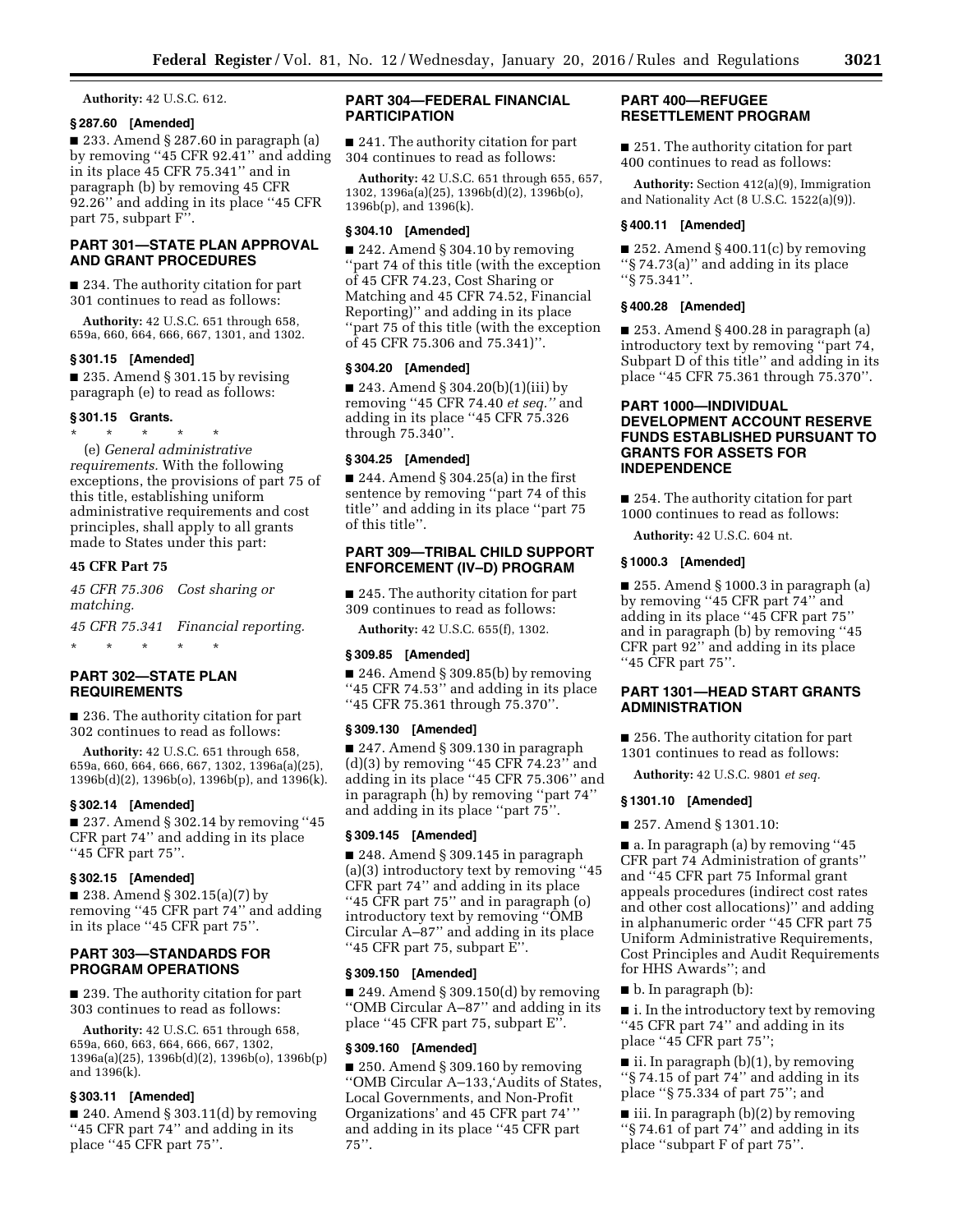**Authority:** 42 U.S.C. 612.

### § 287.60 [Amended]

■ 233. Amend § 287.60 in paragraph (a) by removing ''45 CFR 92.41'' and adding in its place 45 CFR 75.341'' and in paragraph (b) by removing 45 CFR 92.26'' and adding in its place ''45 CFR part 75, subpart F''.

## PART 301—STATE PLAN APPROVAL AND GRANT PROCEDURES

■ 234. The authority citation for part 301 continues to read as follows:

**Authority:** 42 U.S.C. 651 through 658, 659a, 660, 664, 666, 667, 1301, and 1302.

### § 301.15 [Amended]

■ 235. Amend § 301.15 by revising paragraph (e) to read as follows:

### § 301.15 Grants.

\* \* \* \* \*

(e) *General administrative requirements.* With the following exceptions, the provisions of part 75 of this title, establishing uniform administrative requirements and cost principles, shall apply to all grants made to States under this part:

**45 CFR Part 75**

*45 CFR 75.306 Cost sharing or matching.*

*45 CFR 75.341 Financial reporting.*

\* \* \* \* \*

## PART 302—STATE PLAN REQUIREMENTS

■ 236. The authority citation for part 302 continues to read as follows:

**Authority:** 42 U.S.C. 651 through 658, 659a, 660, 664, 666, 667, 1302, 1396a(a)(25), 1396b(d)(2), 1396b(o), 1396b(p), and 1396(k).

### § 302.14 [Amended]

■ 237. Amend § 302.14 by removing ''45 CFR part 74'' and adding in its place ''45 CFR part 75''.

### § 302.15 [Amended]

■ 238. Amend § 302.15(a)(7) by removing ''45 CFR part 74'' and adding in its place ''45 CFR part 75''.

## PART 303—STANDARDS FOR PROGRAM OPERATIONS

■ 239. The authority citation for part 303 continues to read as follows:

**Authority:** 42 U.S.C. 651 through 658, 659a, 660, 663, 664, 666, 667, 1302, 1396a(a)(25), 1396b(d)(2), 1396b(o), 1396b(p) and 1396(k).

### § 303.11 [Amended]

■ 240. Amend § 303.11(d) by removing ''45 CFR part 74'' and adding in its place ''45 CFR part 75''.

## PART 304—FEDERAL FINANCIAL PARTICIPATION

■ 241. The authority citation for part 304 continues to read as follows:

**Authority:** 42 U.S.C. 651 through 655, 657, 1302, 1396a(a)(25), 1396b(d)(2), 1396b(o), 1396b(p), and 1396(k).

### § 304.10 [Amended]

■ 242. Amend § 304.10 by removing ''part 74 of this title (with the exception of 45 CFR 74.23, Cost Sharing or Matching and 45 CFR 74.52, Financial Reporting)'' and adding in its place ''part 75 of this title (with the exception of 45 CFR 75.306 and 75.341)''.

### § 304.20 [Amended]

■ 243. Amend § 304.20(b)(1)(iii) by removing ''45 CFR 74.40 *et seq.*'' and adding in its place ''45 CFR 75.326 through 75.340''.

### § 304.25 [Amended]

■ 244. Amend § 304.25(a) in the first sentence by removing ''part 74 of this title'' and adding in its place ''part 75 of this title''.

## PART 309—TRIBAL CHILD SUPPORT ENFORCEMENT (IV–D) PROGRAM

■ 245. The authority citation for part 309 continues to read as follows:

**Authority:** 42 U.S.C. 655(f), 1302.

### § 309.85 [Amended]

■ 246. Amend § 309.85(b) by removing ''45 CFR 74.53'' and adding in its place ''45 CFR 75.361 through 75.370''.

### § 309.130 [Amended]

■ 247. Amend § 309.130 in paragraph (d)(3) by removing ''45 CFR 74.23'' and adding in its place ''45 CFR 75.306'' and in paragraph (h) by removing ''part 74'' and adding in its place ''part 75''.

### § 309.145 [Amended]

■ 248. Amend § 309.145 in paragraph (a)(3) introductory text by removing ''45 CFR part 74'' and adding in its place ''45 CFR part 75'' and in paragraph (o) introductory text by removing ''OMB Circular A–87'' and adding in its place ''45 CFR part 75, subpart E''.

### § 309.150 [Amended]

■ 249. Amend § 309.150(d) by removing ''OMB Circular A–87'' and adding in its place ''45 CFR part 75, subpart E''.

### § 309.160 [Amended]

■ 250. Amend § 309.160 by removing ''OMB Circular A–133,'Audits of States, Local Governments, and Non-Profit Organizations' and 45 CFR part 74' '' and adding in its place ''45 CFR part 75''.

## PART 400—REFUGEE RESETTLEMENT PROGRAM

■ 251. The authority citation for part 400 continues to read as follows:

**Authority:** Section 412(a)(9), Immigration and Nationality Act (8 U.S.C. 1522(a)(9)).

### § 400.11 [Amended]

■ 252. Amend § 400.11(c) by removing ''§ 74.73(a)'' and adding in its place ''§ 75.341''.

### § 400.28 [Amended]

■ 253. Amend § 400.28 in paragraph (a) introductory text by removing ''part 74, Subpart D of this title'' and adding in its place ''45 CFR 75.361 through 75.370''.

## PART 1000—INDIVIDUAL DEVELOPMENT ACCOUNT RESERVE FUNDS ESTABLISHED PURSUANT TO GRANTS FOR ASSETS FOR INDEPENDENCE

■ 254. The authority citation for part 1000 continues to read as follows:

**Authority:** 42 U.S.C. 604 nt.

### § 1000.3 [Amended]

■ 255. Amend § 1000.3 in paragraph (a) by removing ''45 CFR part 74'' and adding in its place ''45 CFR part 75'' and in paragraph (b) by removing ''45 CFR part 92'' and adding in its place ''45 CFR part 75''.

## PART 1301—HEAD START GRANTS ADMINISTRATION

■ 256. The authority citation for part 1301 continues to read as follows:

**Authority:** 42 U.S.C. 9801 *et seq.*

### § 1301.10 [Amended]

■ 257. Amend § 1301.10:

■ a. In paragraph (a) by removing ''45 CFR part 74 Administration of grants'' and ''45 CFR part 75 Informal grant appeals procedures (indirect cost rates and other cost allocations)'' and adding in alphanumeric order ''45 CFR part 75 Uniform Administrative Requirements, Cost Principles and Audit Requirements for HHS Awards''; and

■ b. In paragraph (b):

■ i. In the introductory text by removing ''45 CFR part 74'' and adding in its place ''45 CFR part 75'';

■ ii. In paragraph (b)(1), by removing ''§ 74.15 of part 74'' and adding in its place ''§ 75.334 of part 75''; and

■ iii. In paragraph (b)(2) by removing ''§ 74.61 of part 74'' and adding in its place ''subpart F of part 75''.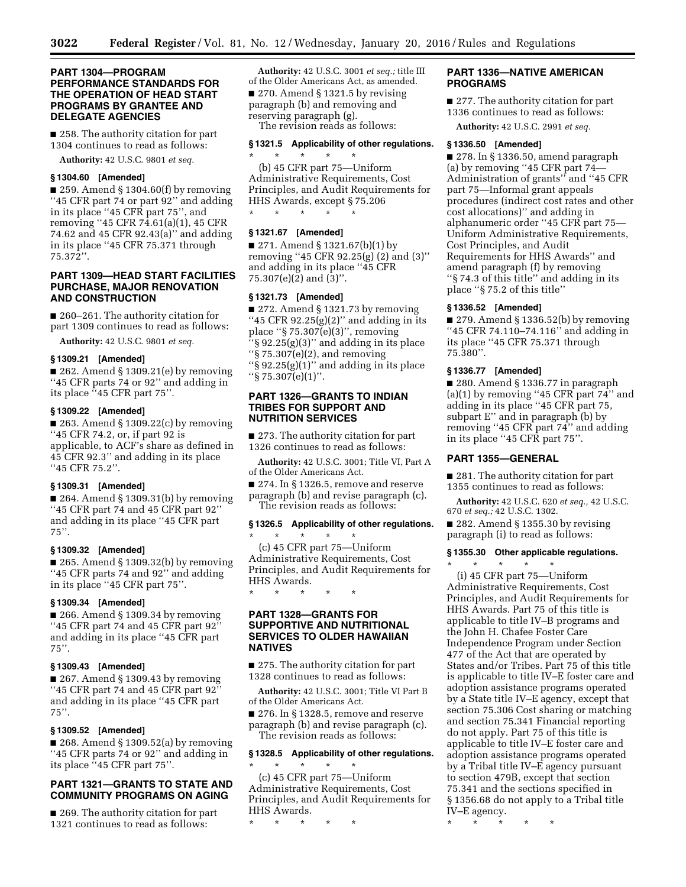## PART 1304—PROGRAM PERFORMANCE STANDARDS FOR THE OPERATION OF HEAD START PROGRAMS BY GRANTEE AND DELEGATE AGENCIES

■ 258. The authority citation for part 1304 continues to read as follows:

**Authority:** 42 U.S.C. 9801 *et seq.*

### § 1304.60 [Amended]

■ 259. Amend § 1304.60(f) by removing ''45 CFR part 74 or part 92'' and adding in its place ''45 CFR part 75'', and removing ''45 CFR 74.61(a)(1), 45 CFR 74.62 and 45 CFR 92.43(a)'' and adding in its place ''45 CFR 75.371 through 75.372''.

## PART 1309—HEAD START FACILITIES PURCHASE, MAJOR RENOVATION AND CONSTRUCTION

■ 260–261. The authority citation for part 1309 continues to read as follows:

**Authority:** 42 U.S.C. 9801 *et seq.*

### § 1309.21 [Amended]

■ 262. Amend § 1309.21(e) by removing ''45 CFR parts 74 or 92'' and adding in its place ''45 CFR part 75''.

### § 1309.22 [Amended]

■ 263. Amend § 1309.22(c) by removing ''45 CFR 74.2, or, if part 92 is applicable, to ACF's share as defined in 45 CFR 92.3'' and adding in its place ''45 CFR 75.2''.

### § 1309.31 [Amended]

■ 264. Amend § 1309.31(b) by removing ''45 CFR part 74 and 45 CFR part 92'' and adding in its place ''45 CFR part 75''.

### § 1309.32 [Amended]

■ 265. Amend § 1309.32(b) by removing ''45 CFR parts 74 and 92'' and adding in its place ''45 CFR part 75''.

### § 1309.34 [Amended]

■ 266. Amend § 1309.34 by removing ''45 CFR part 74 and 45 CFR part 92'' and adding in its place ''45 CFR part 75''.

### § 1309.43 [Amended]

■ 267. Amend § 1309.43 by removing ''45 CFR part 74 and 45 CFR part 92'' and adding in its place ''45 CFR part 75''.

### § 1309.52 [Amended]

■ 268. Amend § 1309.52(a) by removing ''45 CFR parts 74 or 92'' and adding in its place ''45 CFR part 75''.

## PART 1321—GRANTS TO STATE AND COMMUNITY PROGRAMS ON AGING

■ 269. The authority citation for part 1321 continues to read as follows:

**Authority:** 42 U.S.C. 3001 *et seq.;* title III of the Older Americans Act, as amended.

■ 270. Amend § 1321.5 by revising paragraph (b) and removing and reserving paragraph (g).

The revision reads as follows:

### § 1321.5 Applicability of other regulations.

\* \* \* \* \*

(b) 45 CFR part 75—Uniform Administrative Requirements, Cost Principles, and Audit Requirements for HHS Awards, except § 75.206

\* \* \* \* \*

### § 1321.67 [Amended]

■ 271. Amend § 1321.67(b)(1) by removing ''45 CFR 92.25(g) (2) and (3)'' and adding in its place ''45 CFR 75.307(e)(2) and (3)''.

### § 1321.73 [Amended]

■ 272. Amend § 1321.73 by removing ''45 CFR 92.25(g)(2)'' and adding in its place ''§ 75.307(e)(3)'', removing ''§ 92.25(g)(3)'' and adding in its place ''§ 75.307(e)(2), and removing ''§ 92.25(g)(1)'' and adding in its place ''§ 75.307(e)(1)''.

## PART 1326—GRANTS TO INDIAN TRIBES FOR SUPPORT AND NUTRITION SERVICES

■ 273. The authority citation for part 1326 continues to read as follows:

**Authority:** 42 U.S.C. 3001; Title VI, Part A of the Older Americans Act.

■ 274. In § 1326.5, remove and reserve paragraph (b) and revise paragraph (c).

The revision reads as follows:

### § 1326.5 Applicability of other regulations.

\* \* \* \* \*

(c) 45 CFR part 75—Uniform Administrative Requirements, Cost Principles, and Audit Requirements for HHS Awards.

\* \* \* \* \*

## PART 1328—GRANTS FOR SUPPORTIVE AND NUTRITIONAL SERVICES TO OLDER HAWAIIAN NATIVES

■ 275. The authority citation for part 1328 continues to read as follows:

**Authority:** 42 U.S.C. 3001; Title VI Part B of the Older Americans Act.

■ 276. In § 1328.5, remove and reserve paragraph (b) and revise paragraph (c).

The revision reads as follows:

### § 1328.5 Applicability of other regulations.

\* \* \* \* \*

(c) 45 CFR part 75—Uniform Administrative Requirements, Cost Principles, and Audit Requirements for HHS Awards.

\* \* \* \* \*

## PART 1336—NATIVE AMERICAN PROGRAMS

■ 277. The authority citation for part 1336 continues to read as follows:

**Authority:** 42 U.S.C. 2991 *et seq.*

### § 1336.50 [Amended]

■ 278. In § 1336.50, amend paragraph (a) by removing ''45 CFR part 74—Administration of grants'' and ''45 CFR part 75—Informal grant appeals procedures (indirect cost rates and other cost allocations)'' and adding in alphanumeric order ''45 CFR part 75—Uniform Administrative Requirements, Cost Principles, and Audit Requirements for HHS Awards'' and amend paragraph (f) by removing ''§ 74.3 of this title'' and adding in its place ''§ 75.2 of this title''

### § 1336.52 [Amended]

■ 279. Amend § 1336.52(b) by removing ''45 CFR 74.110–74.116'' and adding in its place ''45 CFR 75.371 through 75.380''.

### § 1336.77 [Amended]

■ 280. Amend § 1336.77 in paragraph (a)(1) by removing ''45 CFR part 74'' and adding in its place ''45 CFR part 75, subpart E'' and in paragraph (b) by removing ''45 CFR part 74'' and adding in its place ''45 CFR part 75''.

## PART 1355—GENERAL

■ 281. The authority citation for part 1355 continues to read as follows:

**Authority:** 42 U.S.C. 620 *et seq.,* 42 U.S.C. 670 *et seq.;* 42 U.S.C. 1302.

■ 282. Amend § 1355.30 by revising paragraph (i) to read as follows:

### § 1355.30 Other applicable regulations.

\* \* \* \* \*

(i) 45 CFR part 75—Uniform Administrative Requirements, Cost Principles, and Audit Requirements for HHS Awards. Part 75 of this title is applicable to title IV–B programs and the John H. Chafee Foster Care Independence Program under Section 477 of the Act that are operated by States and/or Tribes. Part 75 of this title is applicable to title IV–E foster care and adoption assistance programs operated by a State title IV–E agency, except that section 75.306 Cost sharing or matching and section 75.341 Financial reporting do not apply. Part 75 of this title is applicable to title IV–E foster care and adoption assistance programs operated by a Tribal title IV–E agency pursuant to section 479B, except that section 75.341 and the sections specified in § 1356.68 do not apply to a Tribal title IV–E agency.

\* \* \* \* \*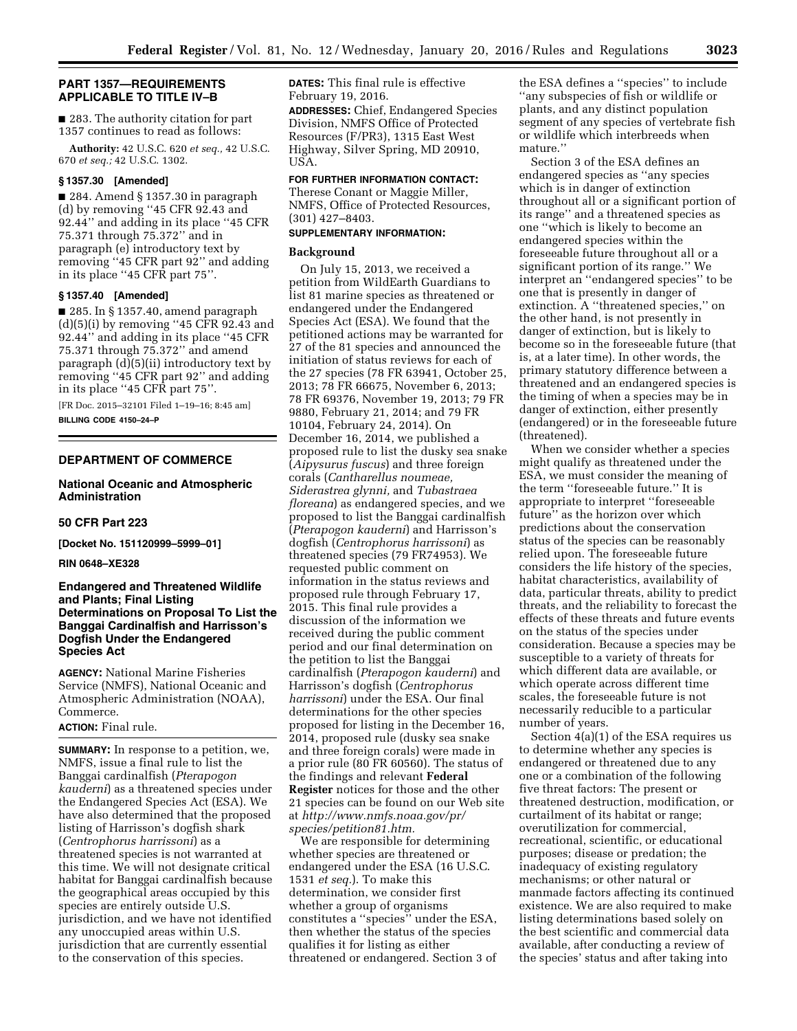## PART 1357—REQUIREMENTS APPLICABLE TO TITLE IV–B

■ 283. The authority citation for part 1357 continues to read as follows:

**Authority:** 42 U.S.C. 620 *et seq.,* 42 U.S.C. 670 *et seq.;* 42 U.S.C. 1302.

### § 1357.30 [Amended]

■ 284. Amend § 1357.30 in paragraph (d) by removing ''45 CFR 92.43 and 92.44'' and adding in its place ''45 CFR 75.371 through 75.372'' and in paragraph (e) introductory text by removing ''45 CFR part 92'' and adding in its place ''45 CFR part 75''.

### § 1357.40 [Amended]

■ 285. In § 1357.40, amend paragraph (d)(5)(i) by removing ''45 CFR 92.43 and 92.44'' and adding in its place ''45 CFR 75.371 through 75.372'' and amend paragraph (d)(5)(ii) introductory text by removing ''45 CFR part 92'' and adding in its place ''45 CFR part 75''.

[FR Doc. 2015–32101 Filed 1–19–16; 8:45 am]

**BILLING CODE 4150–24–P**

---

## DEPARTMENT OF COMMERCE

### National Oceanic and Atmospheric Administration

### 50 CFR Part 223

**[Docket No. 151120999–5999–01]**

**RIN 0648–XE328**

## Endangered and Threatened Wildlife and Plants; Final Listing Determinations on Proposal To List the Banggai Cardinalfish and Harrisson's Dogfish Under the Endangered Species Act

**AGENCY:** National Marine Fisheries Service (NMFS), National Oceanic and Atmospheric Administration (NOAA), Commerce.

**ACTION:** Final rule.

**SUMMARY:** In response to a petition, we, NMFS, issue a final rule to list the Banggai cardinalfish (*Pterapogon kauderni*) as a threatened species under the Endangered Species Act (ESA). We have also determined that the proposed listing of Harrisson's dogfish shark (*Centrophorus harrissoni*) as a threatened species is not warranted at this time. We will not designate critical habitat for Banggai cardinalfish because the geographical areas occupied by this species are entirely outside U.S. jurisdiction, and we have not identified any unoccupied areas within U.S. jurisdiction that are currently essential to the conservation of this species.

**DATES:** This final rule is effective February 19, 2016.

**ADDRESSES:** Chief, Endangered Species Division, NMFS Office of Protected Resources (F/PR3), 1315 East West Highway, Silver Spring, MD 20910, USA.

**FOR FURTHER INFORMATION CONTACT:** Therese Conant or Maggie Miller, NMFS, Office of Protected Resources, (301) 427–8403.

**SUPPLEMENTARY INFORMATION:**

### Background

On July 15, 2013, we received a petition from WildEarth Guardians to list 81 marine species as threatened or endangered under the Endangered Species Act (ESA). We found that the petitioned actions may be warranted for 27 of the 81 species and announced the initiation of status reviews for each of the 27 species (78 FR 63941, October 25, 2013; 78 FR 66675, November 6, 2013; 78 FR 69376, November 19, 2013; 79 FR 9880, February 21, 2014; and 79 FR 10104, February 24, 2014). On December 16, 2014, we published a proposed rule to list the dusky sea snake (*Aipysurus fuscus*) and three foreign corals (*Cantharellus noumeae, Siderastrea glynni,* and *Tubastraea floreana*) as endangered species, and we proposed to list the Banggai cardinalfish (*Pterapogon kauderni*) and Harrisson's dogfish (*Centrophorus harrissoni*) as threatened species (79 FR74953). We requested public comment on information in the status reviews and proposed rule through February 17, 2015. This final rule provides a discussion of the information we received during the public comment period and our final determination on the petition to list the Banggai cardinalfish (*Pterapogon kauderni*) and Harrisson's dogfish (*Centrophorus harrissoni*) under the ESA. Our final determinations for the other species proposed for listing in the December 16, 2014, proposed rule (dusky sea snake and three foreign corals) were made in a prior rule (80 FR 60560). The status of the findings and relevant **Federal Register** notices for those and the other 21 species can be found on our Web site at *http://www.nmfs.noaa.gov/pr/species/petition81.htm.*

We are responsible for determining whether species are threatened or endangered under the ESA (16 U.S.C. 1531 *et seq.*). To make this determination, we consider first whether a group of organisms constitutes a ''species'' under the ESA, then whether the status of the species qualifies it for listing as either threatened or endangered. Section 3 of the ESA defines a ''species'' to include ''any subspecies of fish or wildlife or plants, and any distinct population segment of any species of vertebrate fish or wildlife which interbreeds when mature.''

Section 3 of the ESA defines an endangered species as ''any species which is in danger of extinction throughout all or a significant portion of its range'' and a threatened species as one ''which is likely to become an endangered species within the foreseeable future throughout all or a significant portion of its range.'' We interpret an ''endangered species'' to be one that is presently in danger of extinction. A ''threatened species,'' on the other hand, is not presently in danger of extinction, but is likely to become so in the foreseeable future (that is, at a later time). In other words, the primary statutory difference between a threatened and an endangered species is the timing of when a species may be in danger of extinction, either presently (endangered) or in the foreseeable future (threatened).

When we consider whether a species might qualify as threatened under the ESA, we must consider the meaning of the term ''foreseeable future.'' It is appropriate to interpret ''foreseeable future'' as the horizon over which predictions about the conservation status of the species can be reasonably relied upon. The foreseeable future considers the life history of the species, habitat characteristics, availability of data, particular threats, ability to predict threats, and the reliability to forecast the effects of these threats and future events on the status of the species under consideration. Because a species may be susceptible to a variety of threats for which different data are available, or which operate across different time scales, the foreseeable future is not necessarily reducible to a particular number of years.

Section 4(a)(1) of the ESA requires us to determine whether any species is endangered or threatened due to any one or a combination of the following five threat factors: The present or threatened destruction, modification, or curtailment of its habitat or range; overutilization for commercial, recreational, scientific, or educational purposes; disease or predation; the inadequacy of existing regulatory mechanisms; or other natural or manmade factors affecting its continued existence. We are also required to make listing determinations based solely on the best scientific and commercial data available, after conducting a review of the species' status and after taking into